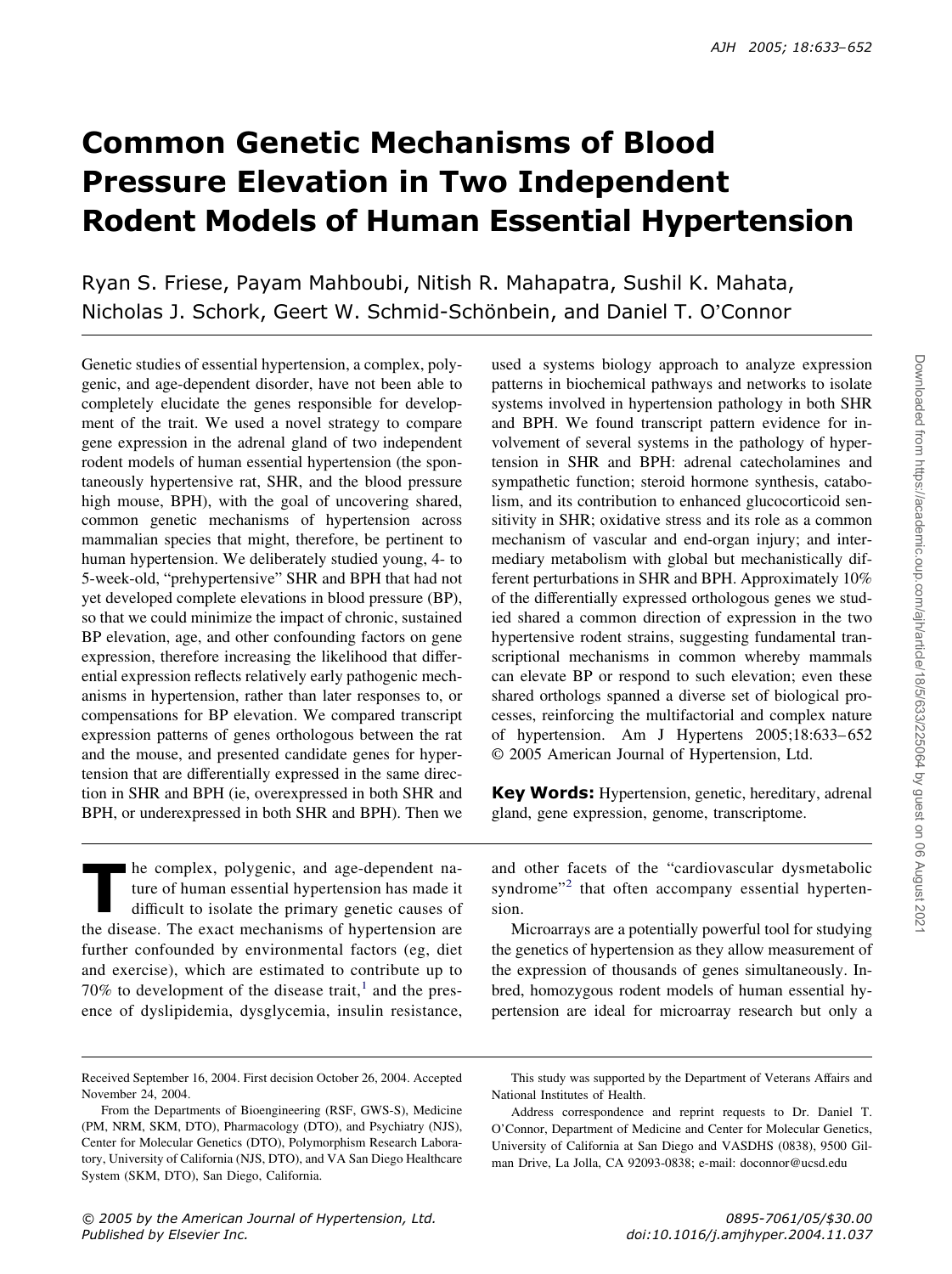# Common Genetic Mechanisms of Blood Pressure Elevation in Two Independent Rodent Models of Human Essential Hypertension

Ryan S. Friese, Payam Mahboubi, Nitish R. Mahapatra, Sushil K. Mahata, Nicholas J. Schork, Geert W. Schmid-Schönbein, and Daniel T. O'Connor

Genetic studies of essential hypertension, a complex, polygenic, and age-dependent disorder, have not been able to completely elucidate the genes responsible for development of the trait. We used a novel strategy to compare gene expression in the adrenal gland of two independent rodent models of human essential hypertension (the spontaneously hypertensive rat, SHR, and the blood pressure high mouse, BPH), with the goal of uncovering shared, common genetic mechanisms of hypertension across mammalian species that might, therefore, be pertinent to human hypertension. We deliberately studied young, 4- to 5-week-old, "prehypertensive" SHR and BPH that had not yet developed complete elevations in blood pressure (BP), so that we could minimize the impact of chronic, sustained BP elevation, age, and other confounding factors on gene expression, therefore increasing the likelihood that differential expression reflects relatively early pathogenic mechanisms in hypertension, rather than later responses to, or compensations for BP elevation. We compared transcript expression patterns of genes orthologous between the rat and the mouse, and presented candidate genes for hypertension that are differentially expressed in the same direction in SHR and BPH (ie, overexpressed in both SHR and BPH, or underexpressed in both SHR and BPH). Then we used a systems biology approach to analyze expression patterns in biochemical pathways and networks to isolate systems involved in hypertension pathology in both SHR and BPH. We found transcript pattern evidence for involvement of several systems in the pathology of hypertension in SHR and BPH: adrenal catecholamines and sympathetic function; steroid hormone synthesis, catabolism, and its contribution to enhanced glucocorticoid sensitivity in SHR; oxidative stress and its role as a common mechanism of vascular and end-organ injury; and intermediary metabolism with global but mechanistically different perturbations in SHR and BPH. Approximately 10% of the differentially expressed orthologous genes we studied shared a common direction of expression in the two hypertensive rodent strains, suggesting fundamental transcriptional mechanisms in common whereby mammals can elevate BP or respond to such elevation; even these shared orthologs spanned a diverse set of biological processes, reinforcing the multifactorial and complex nature of hypertension. Am J Hypertens 2005;18:633–652 © 2005 American Journal of Hypertension, Ltd.

**Key Words:** Hypertension, genetic, hereditary, adrenal gland, gene expression, genome, transcriptome.

The complex, polygenic, and age-dependent nature of human essential hypertension has made it difficult to isolate the primary genetic causes of the disease. The exact mechanisms of hypertension are further confounded by environmental factors (eg, diet and exercise), which are estimated to contribute up to 70% to development of the disease trait,[1] and the presence of dyslipidemia, dysglycemia, insulin resistance, and other facets of the "cardiovascular dysmetabolic syndrome"[2] that often accompany essential hypertension.

Microarrays are a potentially powerful tool for studying the genetics of hypertension as they allow measurement of the expression of thousands of genes simultaneously. Inbred, homozygous rodent models of human essential hypertension are ideal for microarray research but only a

Received September 16, 2004. First decision October 26, 2004. Accepted November 24, 2004.

From the Departments of Bioengineering (RSF, GWS-S), Medicine (PM, NRM, SKM, DTO), Pharmacology (DTO), and Psychiatry (NJS), Center for Molecular Genetics (DTO), Polymorphism Research Laboratory, University of California (NJS, DTO), and VA San Diego Healthcare System (SKM, DTO), San Diego, California.

This study was supported by the Department of Veterans Affairs and National Institutes of Health.

Address correspondence and reprint requests to Dr. Daniel T. O'Connor, Department of Medicine and Center for Molecular Genetics, University of California at San Diego and VASDHS (0838), 9500 Gilman Drive, La Jolla, CA 92093-0838; e-mail: doconnor@ucsd.edu

© 2005 by the American Journal of Hypertension, Ltd.
Published by Elsevier Inc.

0895-7061/05/$30.00
doi:10.1016/j.amjhyper.2004.11.037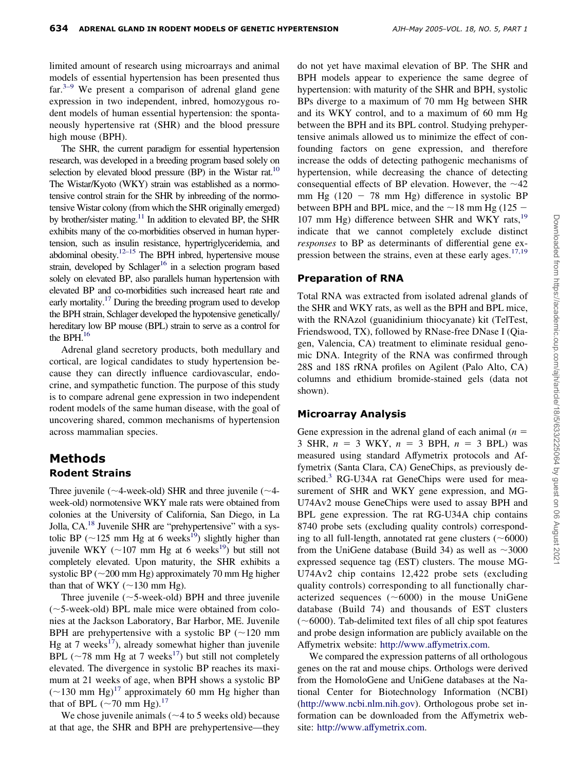limited amount of research using microarrays and animal models of essential hypertension has been presented thus far.[3–9] We present a comparison of adrenal gland gene expression in two independent, inbred, homozygous rodent models of human essential hypertension: the spontaneously hypertensive rat (SHR) and the blood pressure high mouse (BPH).

The SHR, the current paradigm for essential hypertension research, was developed in a breeding program based solely on selection by elevated blood pressure (BP) in the Wistar rat.[10] The Wistar/Kyoto (WKY) strain was established as a normotensive control strain for the SHR by inbreeding of the normotensive Wistar colony (from which the SHR originally emerged) by brother/sister mating.[11] In addition to elevated BP, the SHR exhibits many of the co-morbidities observed in human hypertension, such as insulin resistance, hypertriglyceridemia, and abdominal obesity.[12–15] The BPH inbred, hypertensive mouse strain, developed by Schlager[16] in a selection program based solely on elevated BP, also parallels human hypertension with elevated BP and co-morbidities such increased heart rate and early mortality.[17] During the breeding program used to develop the BPH strain, Schlager developed the hypotensive genetically/hereditary low BP mouse (BPL) strain to serve as a control for the BPH.[16]

Adrenal gland secretory products, both medullary and cortical, are logical candidates to study hypertension because they can directly influence cardiovascular, endocrine, and sympathetic function. The purpose of this study is to compare adrenal gene expression in two independent rodent models of the same human disease, with the goal of uncovering shared, common mechanisms of hypertension across mammalian species.

# Methods

## Rodent Strains

Three juvenile (~4-week-old) SHR and three juvenile (~4-week-old) normotensive WKY male rats were obtained from colonies at the University of California, San Diego, in La Jolla, CA.[18] Juvenile SHR are "prehypertensive" with a systolic BP (~125 mm Hg at 6 weeks[19]) slightly higher than juvenile WKY (~107 mm Hg at 6 weeks[19]) but still not completely elevated. Upon maturity, the SHR exhibits a systolic BP (~200 mm Hg) approximately 70 mm Hg higher than that of WKY (~130 mm Hg).

Three juvenile (~5-week-old) BPH and three juvenile (~5-week-old) BPL male mice were obtained from colonies at the Jackson Laboratory, Bar Harbor, ME. Juvenile BPH are prehypertensive with a systolic BP (~120 mm Hg at 7 weeks[17]), already somewhat higher than juvenile BPL (~78 mm Hg at 7 weeks[17]) but still not completely elevated. The divergence in systolic BP reaches its maximum at 21 weeks of age, when BPH shows a systolic BP (~130 mm Hg)[17] approximately 60 mm Hg higher than that of BPL (~70 mm Hg).[17]

We chose juvenile animals (~4 to 5 weeks old) because at that age, the SHR and BPH are prehypertensive—they do not yet have maximal elevation of BP. The SHR and BPH models appear to experience the same degree of hypertension: with maturity of the SHR and BPH, systolic BPs diverge to a maximum of 70 mm Hg between SHR and its WKY control, and to a maximum of 60 mm Hg between the BPH and its BPL control. Studying prehypertensive animals allowed us to minimize the effect of confounding factors on gene expression, and therefore increase the odds of detecting pathogenic mechanisms of hypertension, while decreasing the chance of detecting consequential effects of BP elevation. However, the ~42 mm Hg (120 − 78 mm Hg) difference in systolic BP between BPH and BPL mice, and the ~18 mm Hg (125 − 107 mm Hg) difference between SHR and WKY rats,[19] indicate that we cannot completely exclude distinct *responses* to BP as determinants of differential gene expression between the strains, even at these early ages.[17,19]

## Preparation of RNA

Total RNA was extracted from isolated adrenal glands of the SHR and WKY rats, as well as the BPH and BPL mice, with the RNAzol (guanidinium thiocyanate) kit (TelTest, Friendswood, TX), followed by RNase-free DNase I (Qiagen, Valencia, CA) treatment to eliminate residual genomic DNA. Integrity of the RNA was confirmed through 28S and 18S rRNA profiles on Agilent (Palo Alto, CA) columns and ethidium bromide-stained gels (data not shown).

## Microarray Analysis

Gene expression in the adrenal gland of each animal ($n$ = 3 SHR, $n$ = 3 WKY, $n$ = 3 BPH, $n$ = 3 BPL) was measured using standard Affymetrix protocols and Affymetrix (Santa Clara, CA) GeneChips, as previously described.[3] RG-U34A rat GeneChips were used for measurement of SHR and WKY gene expression, and MG-U74Av2 mouse GeneChips were used to assay BPH and BPL gene expression. The rat RG-U34A chip contains 8740 probe sets (excluding quality controls) corresponding to all full-length, annotated rat gene clusters (~6000) from the UniGene database (Build 34) as well as ~3000 expressed sequence tag (EST) clusters. The mouse MG-U74Av2 chip contains 12,422 probe sets (excluding quality controls) corresponding to all functionally characterized sequences (~6000) in the mouse UniGene database (Build 74) and thousands of EST clusters (~6000). Tab-delimited text files of all chip spot features and probe design information are publicly available on the Affymetrix website: http://www.affymetrix.com.

We compared the expression patterns of all orthologous genes on the rat and mouse chips. Orthologs were derived from the HomoloGene and UniGene databases at the National Center for Biotechnology Information (NCBI) (http://www.ncbi.nlm.nih.gov). Orthologous probe set information can be downloaded from the Affymetrix website: http://www.affymetrix.com.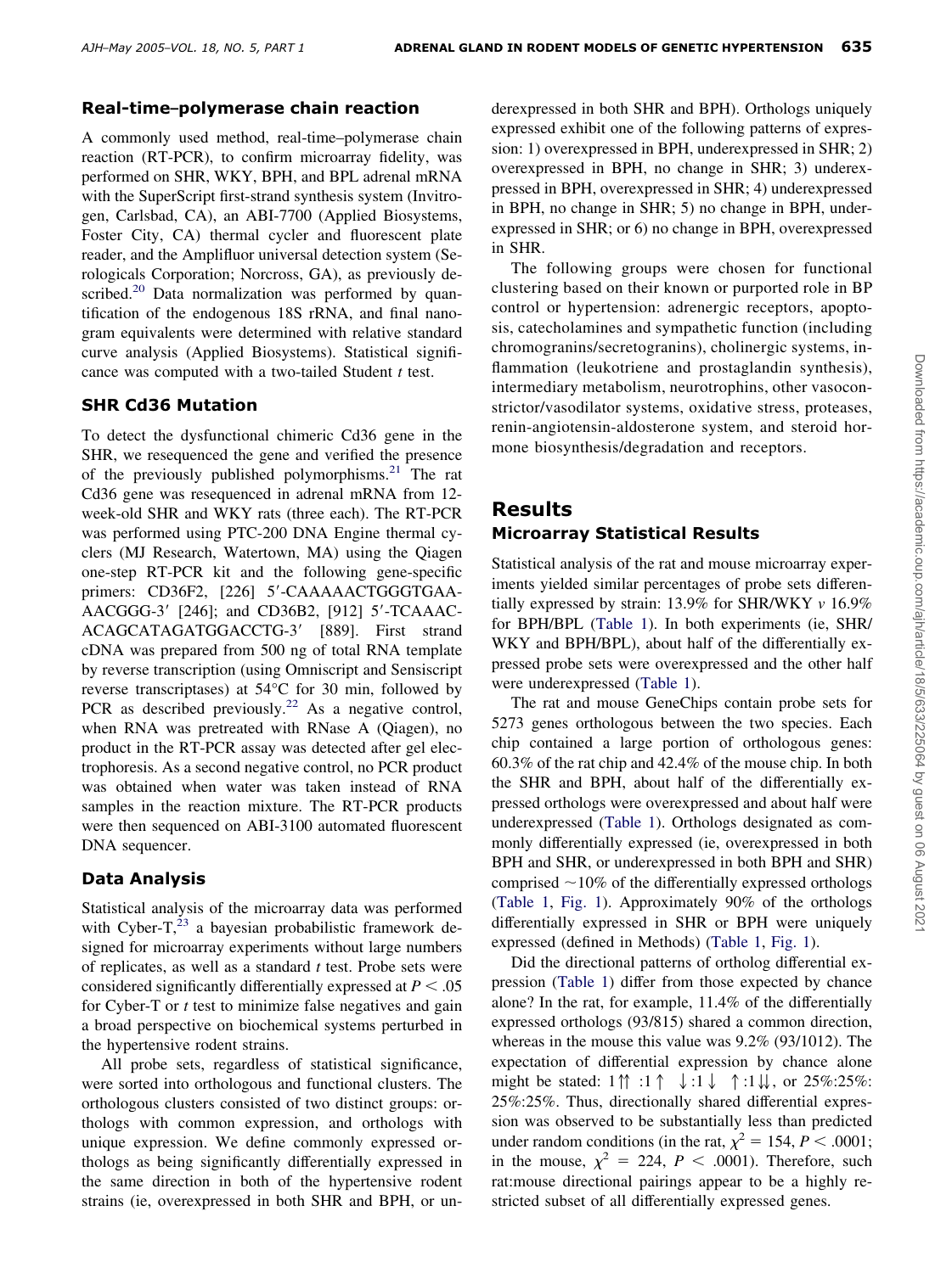### Real-time–polymerase chain reaction

A commonly used method, real-time–polymerase chain reaction (RT-PCR), to confirm microarray fidelity, was performed on SHR, WKY, BPH, and BPL adrenal mRNA with the SuperScript first-strand synthesis system (Invitrogen, Carlsbad, CA), an ABI-7700 (Applied Biosystems, Foster City, CA) thermal cycler and fluorescent plate reader, and the Amplifluor universal detection system (Serologicals Corporation; Norcross, GA), as previously described.[20] Data normalization was performed by quantification of the endogenous 18S rRNA, and final nanogram equivalents were determined with relative standard curve analysis (Applied Biosystems). Statistical significance was computed with a two-tailed Student *t* test.

### SHR Cd36 Mutation

To detect the dysfunctional chimeric Cd36 gene in the SHR, we resequenced the gene and verified the presence of the previously published polymorphisms.[21] The rat Cd36 gene was resequenced in adrenal mRNA from 12-week-old SHR and WKY rats (three each). The RT-PCR was performed using PTC-200 DNA Engine thermal cyclers (MJ Research, Watertown, MA) using the Qiagen one-step RT-PCR kit and the following gene-specific primers: CD36F2, [226] 5′-CAAAAACTGGGTGAAAACGGG-3′ [246]; and CD36B2, [912] 5′-TCAAACACAGCATAGATGGACCTG-3′ [889]. First strand cDNA was prepared from 500 ng of total RNA template by reverse transcription (using Omniscript and Sensiscript reverse transcriptases) at 54°C for 30 min, followed by PCR as described previously.[22] As a negative control, when RNA was pretreated with RNase A (Qiagen), no product in the RT-PCR assay was detected after gel electrophoresis. As a second negative control, no PCR product was obtained when water was taken instead of RNA samples in the reaction mixture. The RT-PCR products were then sequenced on ABI-3100 automated fluorescent DNA sequencer.

### Data Analysis

Statistical analysis of the microarray data was performed with Cyber-T,[23] a bayesian probabilistic framework designed for microarray experiments without large numbers of replicates, as well as a standard *t* test. Probe sets were considered significantly differentially expressed at $P < .05$ for Cyber-T or *t* test to minimize false negatives and gain a broad perspective on biochemical systems perturbed in the hypertensive rodent strains.

All probe sets, regardless of statistical significance, were sorted into orthologous and functional clusters. The orthologous clusters consisted of two distinct groups: orthologs with common expression, and orthologs with unique expression. We define commonly expressed orthologs as being significantly differentially expressed in the same direction in both of the hypertensive rodent strains (ie, overexpressed in both SHR and BPH, or underexpressed in both SHR and BPH). Orthologs uniquely expressed exhibit one of the following patterns of expression: 1) overexpressed in BPH, underexpressed in SHR; 2) overexpressed in BPH, no change in SHR; 3) underexpressed in BPH, overexpressed in SHR; 4) underexpressed in BPH, no change in SHR; 5) no change in BPH, underexpressed in SHR; or 6) no change in BPH, overexpressed in SHR.

The following groups were chosen for functional clustering based on their known or purported role in BP control or hypertension: adrenergic receptors, apoptosis, catecholamines and sympathetic function (including chromogranins/secretogranins), cholinergic systems, inflammation (leukotriene and prostaglandin synthesis), intermediary metabolism, neurotrophins, other vasoconstrictor/vasodilator systems, oxidative stress, proteases, renin-angiotensin-aldosterone system, and steroid hormone biosynthesis/degradation and receptors.

## Results

### Microarray Statistical Results

Statistical analysis of the rat and mouse microarray experiments yielded similar percentages of probe sets differentially expressed by strain: 13.9% for SHR/WKY *v* 16.9% for BPH/BPL (Table 1). In both experiments (ie, SHR/WKY and BPH/BPL), about half of the differentially expressed probe sets were overexpressed and the other half were underexpressed (Table 1).

The rat and mouse GeneChips contain probe sets for 5273 genes orthologous between the two species. Each chip contained a large portion of orthologous genes: 60.3% of the rat chip and 42.4% of the mouse chip. In both the SHR and BPH, about half of the differentially expressed orthologs were overexpressed and about half were underexpressed (Table 1). Orthologs designated as commonly differentially expressed (ie, overexpressed in both BPH and SHR, or underexpressed in both BPH and SHR) comprised ~10% of the differentially expressed orthologs (Table 1, Fig. 1). Approximately 90% of the orthologs differentially expressed in SHR or BPH were uniquely expressed (defined in Methods) (Table 1, Fig. 1).

Did the directional patterns of ortholog differential expression (Table 1) differ from those expected by chance alone? In the rat, for example, 11.4% of the differentially expressed orthologs (93/815) shared a common direction, whereas in the mouse this value was 9.2% (93/1012). The expectation of differential expression by chance alone might be stated: $1\uparrow\uparrow:1\uparrow\downarrow:1\downarrow\uparrow:1\downarrow\downarrow$, or 25%:25%:25%:25%. Thus, directionally shared differential expression was observed to be substantially less than predicted under random conditions (in the rat, $\chi^2 = 154$, $P < .0001$; in the mouse, $\chi^2 = 224$, $P < .0001$). Therefore, such rat:mouse directional pairings appear to be a highly restricted subset of all differentially expressed genes.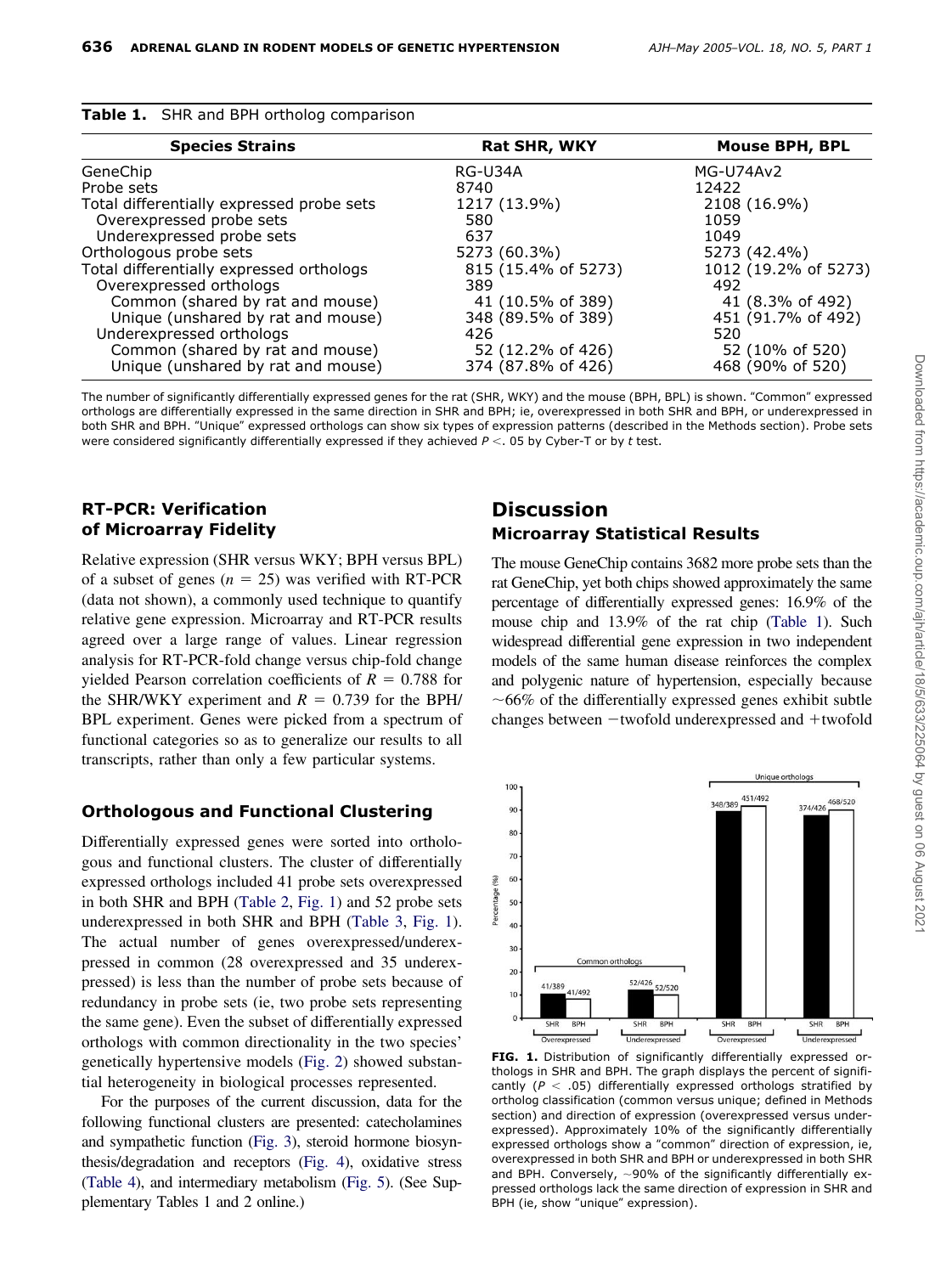**Table 1.** SHR and BPH ortholog comparison

| Species Strains | Rat SHR, WKY | Mouse BPH, BPL |
|---|---|---|
| GeneChip | RG-U34A | MG-U74Av2 |
| Probe sets | 8740 | 12422 |
| Total differentially expressed probe sets | 1217 (13.9%) | 2108 (16.9%) |
| Overexpressed probe sets | 580 | 1059 |
| Underexpressed probe sets | 637 | 1049 |
| Orthologous probe sets | 5273 (60.3%) | 5273 (42.4%) |
| Total differentially expressed orthologs | 815 (15.4% of 5273) | 1012 (19.2% of 5273) |
| Overexpressed orthologs | 389 | 492 |
| Common (shared by rat and mouse) | 41 (10.5% of 389) | 41 (8.3% of 492) |
| Unique (unshared by rat and mouse) | 348 (89.5% of 389) | 451 (91.7% of 492) |
| Underexpressed orthologs | 426 | 520 |
| Common (shared by rat and mouse) | 52 (12.2% of 426) | 52 (10% of 520) |
| Unique (unshared by rat and mouse) | 374 (87.8% of 426) | 468 (90% of 520) |

The number of significantly differentially expressed genes for the rat (SHR, WKY) and the mouse (BPH, BPL) is shown. "Common" expressed orthologs are differentially expressed in the same direction in SHR and BPH; ie, overexpressed in both SHR and BPH, or underexpressed in both SHR and BPH. "Unique" expressed orthologs can show six types of expression patterns (described in the Methods section). Probe sets were considered significantly differentially expressed if they achieved $P <$ .05 by Cyber-T or by $t$ test.

### RT-PCR: Verification of Microarray Fidelity

Relative expression (SHR versus WKY; BPH versus BPL) of a subset of genes ($n = 25$) was verified with RT-PCR (data not shown), a commonly used technique to quantify relative gene expression. Microarray and RT-PCR results agreed over a large range of values. Linear regression analysis for RT-PCR-fold change versus chip-fold change yielded Pearson correlation coefficients of $R = 0.788$ for the SHR/WKY experiment and $R = 0.739$ for the BPH/BPL experiment. Genes were picked from a spectrum of functional categories so as to generalize our results to all transcripts, rather than only a few particular systems.

### Orthologous and Functional Clustering

Differentially expressed genes were sorted into orthologous and functional clusters. The cluster of differentially expressed orthologs included 41 probe sets overexpressed in both SHR and BPH (Table 2, Fig. 1) and 52 probe sets underexpressed in both SHR and BPH (Table 3, Fig. 1). The actual number of genes overexpressed/underexpressed in common (28 overexpressed and 35 underexpressed) is less than the number of probe sets because of redundancy in probe sets (ie, two probe sets representing the same gene). Even the subset of differentially expressed orthologs with common directionality in the two species' genetically hypertensive models (Fig. 2) showed substantial heterogeneity in biological processes represented.

For the purposes of the current discussion, data for the following functional clusters are presented: catecholamines and sympathetic function (Fig. 3), steroid hormone biosynthesis/degradation and receptors (Fig. 4), oxidative stress (Table 4), and intermediary metabolism (Fig. 5). (See Supplementary Tables 1 and 2 online.)

## Discussion

### Microarray Statistical Results

The mouse GeneChip contains 3682 more probe sets than the rat GeneChip, yet both chips showed approximately the same percentage of differentially expressed genes: 16.9% of the mouse chip and 13.9% of the rat chip (Table 1). Such widespread differential gene expression in two independent models of the same human disease reinforces the complex and polygenic nature of hypertension, especially because ~66% of the differentially expressed genes exhibit subtle changes between −twofold underexpressed and +twofold

**FIG. 1.** Distribution of significantly differentially expressed orthologs in SHR and BPH. The graph displays the percent of significantly ($P <$ .05) differentially expressed orthologs stratified by ortholog classification (common versus unique; defined in Methods section) and direction of expression (overexpressed versus underexpressed). Approximately 10% of the significantly differentially expressed orthologs show a "common" direction of expression, ie, overexpressed in both SHR and BPH or underexpressed in both SHR and BPH. Conversely, ~90% of the significantly differentially expressed orthologs lack the same direction of expression in SHR and BPH (ie, show "unique" expression).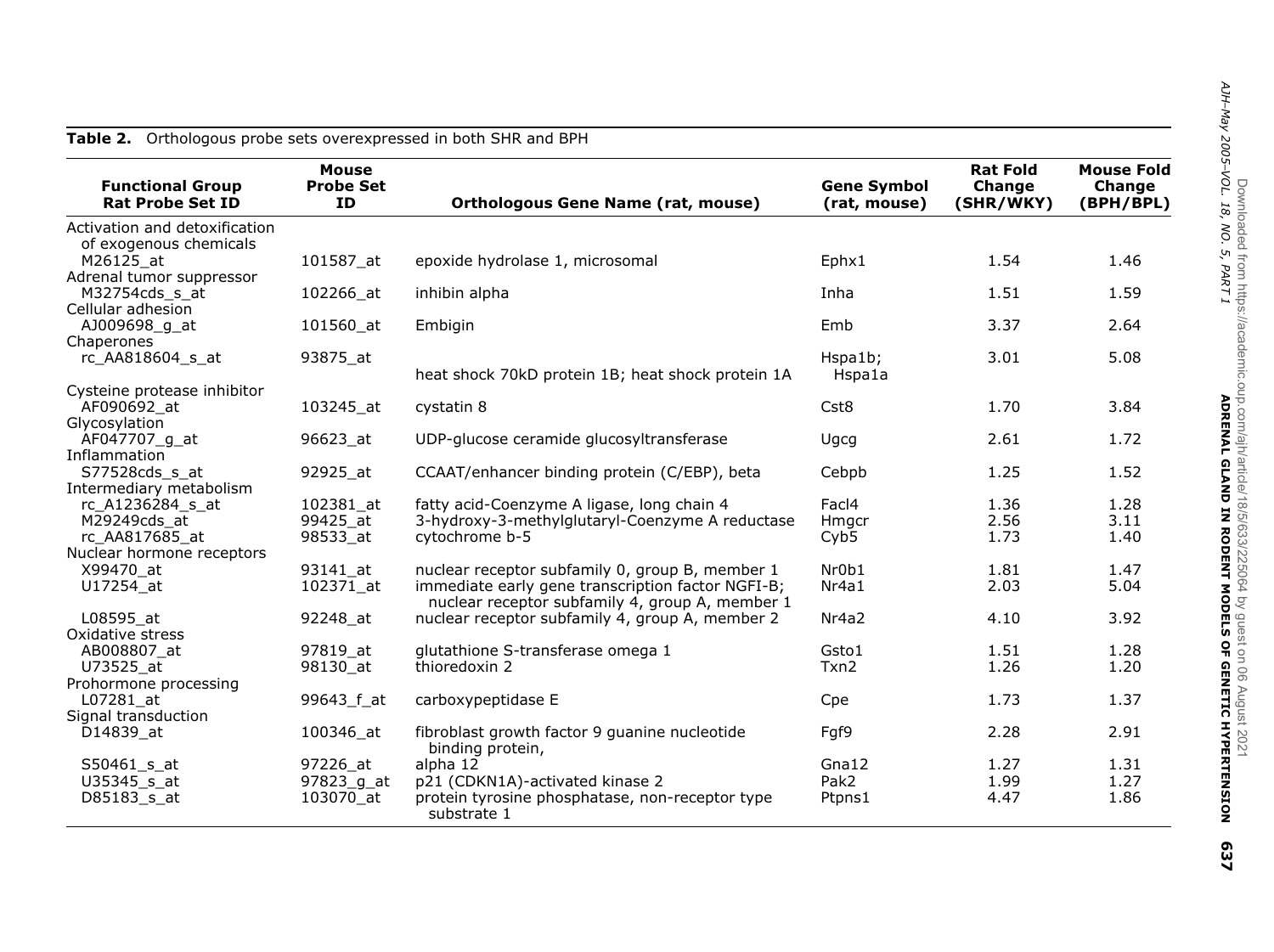**Table 2.** Orthologous probe sets overexpressed in both SHR and BPH

| Functional Group Rat Probe Set ID | Mouse Probe Set ID | Orthologous Gene Name (rat, mouse) | Gene Symbol (rat, mouse) | Rat Fold Change (SHR/WKY) | Mouse Fold Change (BPH/BPL) |
|---|---|---|---|---|---|
| Activation and detoxification of exogenous chemicals | | | | | |
| M26125_at | 101587_at | epoxide hydrolase 1, microsomal | Ephx1 | 1.54 | 1.46 |
| Adrenal tumor suppressor | | | | | |
| M32754cds_s_at | 102266_at | inhibin alpha | Inha | 1.51 | 1.59 |
| Cellular adhesion | | | | | |
| AJ009698_g_at | 101560_at | Embigin | Emb | 3.37 | 2.64 |
| Chaperones | | | | | |
| rc_AA818604_s_at | 93875_at | heat shock 70kD protein 1B; heat shock protein 1A | Hspa1b; Hspa1a | 3.01 | 5.08 |
| Cysteine protease inhibitor | | | | | |
| AF090692_at | 103245_at | cystatin 8 | Cst8 | 1.70 | 3.84 |
| Glycosylation | | | | | |
| AF047707_g_at | 96623_at | UDP-glucose ceramide glucosyltransferase | Ugcg | 2.61 | 1.72 |
| Inflammation | | | | | |
| S77528cds_s_at | 92925_at | CCAAT/enhancer binding protein (C/EBP), beta | Cebpb | 1.25 | 1.52 |
| Intermediary metabolism | | | | | |
| rc_A1236284_s_at | 102381_at | fatty acid-Coenzyme A ligase, long chain 4 | Facl4 | 1.36 | 1.28 |
| M29249cds_at | 99425_at | 3-hydroxy-3-methylglutaryl-Coenzyme A reductase | Hmgcr | 2.56 | 3.11 |
| rc_AA817685_at | 98533_at | cytochrome b-5 | Cyb5 | 1.73 | 1.40 |
| Nuclear hormone receptors | | | | | |
| X99470_at | 93141_at | nuclear receptor subfamily 0, group B, member 1 | Nr0b1 | 1.81 | 1.47 |
| U17254_at | 102371_at | immediate early gene transcription factor NGFI-B; nuclear receptor subfamily 4, group A, member 1 | Nr4a1 | 2.03 | 5.04 |
| L08595_at | 92248_at | nuclear receptor subfamily 4, group A, member 2 | Nr4a2 | 4.10 | 3.92 |
| Oxidative stress | | | | | |
| AB008807_at | 97819_at | glutathione S-transferase omega 1 | Gsto1 | 1.51 | 1.28 |
| U73525_at | 98130_at | thioredoxin 2 | Txn2 | 1.26 | 1.20 |
| Prohormone processing | | | | | |
| L07281_at | 99643_f_at | carboxypeptidase E | Cpe | 1.73 | 1.37 |
| Signal transduction | | | | | |
| D14839_at | 100346_at | fibroblast growth factor 9 guanine nucleotide binding protein, | Fgf9 | 2.28 | 2.91 |
| S50461_s_at | 97226_at | alpha 12 | Gna12 | 1.27 | 1.31 |
| U35345_s_at | 97823_g_at | p21 (CDKN1A)-activated kinase 2 | Pak2 | 1.99 | 1.27 |
| D85183_s_at | 103070_at | protein tyrosine phosphatase, non-receptor type substrate 1 | Ptpns1 | 4.47 | 1.86 |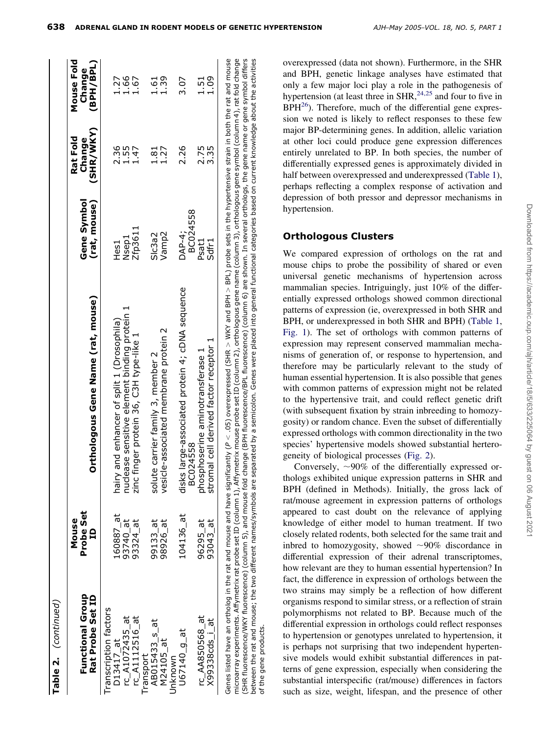**Table 2.** *(continued)*

| Functional Group Rat Probe Set ID | Mouse Probe Set ID | Orthologous Gene Name (rat, mouse) | Gene Symbol (rat, mouse) | Rat Fold Change (SHR/WKY) | Mouse Fold Change (BPH/BPL) |
|---|---|---|---|---|---|
| Transcription factors | | | | | |
| D13417_at | 160887_at | hairy and enhancer of split 1 (Drosophila) | Hes1 | 2.36 | 1.27 |
| rc_AI072435_at | 93740_at | nuclease sensitive element binding protein 1 | Nsep1 | 1.55 | 1.66 |
| rc_AI112516_at | 93324_at | zinc finger protein 36, C3H type-like 1 | Zfp3611 | 1.47 | 1.67 |
| Transport | | | | | |
| AB015433_s_at | 99133_at | solute carrier family 3, member 2 | Slc3a2 | 1.81 | 1.61 |
| M24105_at | 98926_at | vesicle-associated membrane protein 2 | Vamp2 | 1.27 | 1.39 |
| Unknown | | | | | |
| U67140_g_at | 104136_at | disks large-associated protein 4; cDNA sequence BC024558 | DAP-4; BC024558 | 2.26 | 3.07 |
| rc_AA850568_at | 96295_at | phosphoserine aminotransferase 1 | Psat1 | 2.75 | 1.51 |
| X99338cds_i_at | 93043_at | stromal cell derived factor receptor 1 | Sdfr1 | 3.35 | 1.09 |

Genes listed have an ortholog in the rat and mouse and have significantly ($P < .05$) overexpressed (SHR > WKY and BPH > BPL) probe sets in the hypertensive strain in both the rat and mouse microarray experiments. Affymetrix rat probe set ID (column 1), Affymetrix mouse probe set ID (column 2), orthologous gene name (column 3), orthologous gene symbol (column 4), rat fold change (SHR fluorescence/WKY fluorescence) (column 5), and mouse fold change (BPH fluorescence/BPL fluorescence) (column 6) are shown. In several orthologs, the gene name or gene symbol differs between the rat and mouse; the two different names/symbols are separated by a semicolon. Genes were placed into general functional categories based on current knowledge about the activities of the gene products.

overexpressed (data not shown). Furthermore, in the SHR and BPH, genetic linkage analyses have estimated that only a few major loci play a role in the pathogenesis of hypertension (at least three in SHR,[24,25] and four to five in BPH[26]). Therefore, much of the differential gene expression we noted is likely to reflect responses to these few major BP-determining genes. In addition, allelic variation at other loci could produce gene expression differences entirely unrelated to BP. In both species, the number of differentially expressed genes is approximately divided in half between overexpressed and underexpressed (Table 1), perhaps reflecting a complex response of activation and depression of both pressor and depressor mechanisms in hypertension.

## Orthologous Clusters

We compared expression of orthologs on the rat and mouse chips to probe the possibility of shared or even universal genetic mechanisms of hypertension across mammalian species. Intriguingly, just 10% of the differentially expressed orthologs showed common directional patterns of expression (ie, overexpressed in both SHR and BPH, or underexpressed in both SHR and BPH) (Table 1, Fig. 1). The set of orthologs with common patterns of expression may represent conserved mammalian mechanisms of generation of, or response to hypertension, and therefore may be particularly relevant to the study of human essential hypertension. It is also possible that genes with common patterns of expression might not be related to the hypertensive trait, and could reflect genetic drift (with subsequent fixation by strain inbreeding to homozygosity) or random chance. Even the subset of differentially expressed orthologs with common directionality in the two species' hypertensive models showed substantial herterogeneity of biological processes (Fig. 2).

Conversely, ~90% of the differentially expressed orthologs exhibited unique expression patterns in SHR and BPH (defined in Methods). Initially, the gross lack of rat/mouse agreement in expression patterns of orthologs appeared to cast doubt on the relevance of applying knowledge of either model to human treatment. If two closely related rodents, both selected for the same trait and inbred to homozygosity, showed ~90% discordance in differential expression of their adrenal transcriptomes, how relevant are they to human essential hypertension? In fact, the difference in expression of orthologs between the two strains may simply be a reflection of how different organisms respond to similar stress, or a reflection of strain polymorphisms not related to BP. Because much of the differential expression in orthologs could reflect responses to hypertension or genotypes unrelated to hypertension, it is perhaps not surprising that two independent hypertensive models would exhibit substantial differences in patterns of gene expression, especially when considering the substantial interspecific (rat/mouse) differences in factors such as size, weight, lifespan, and the presence of other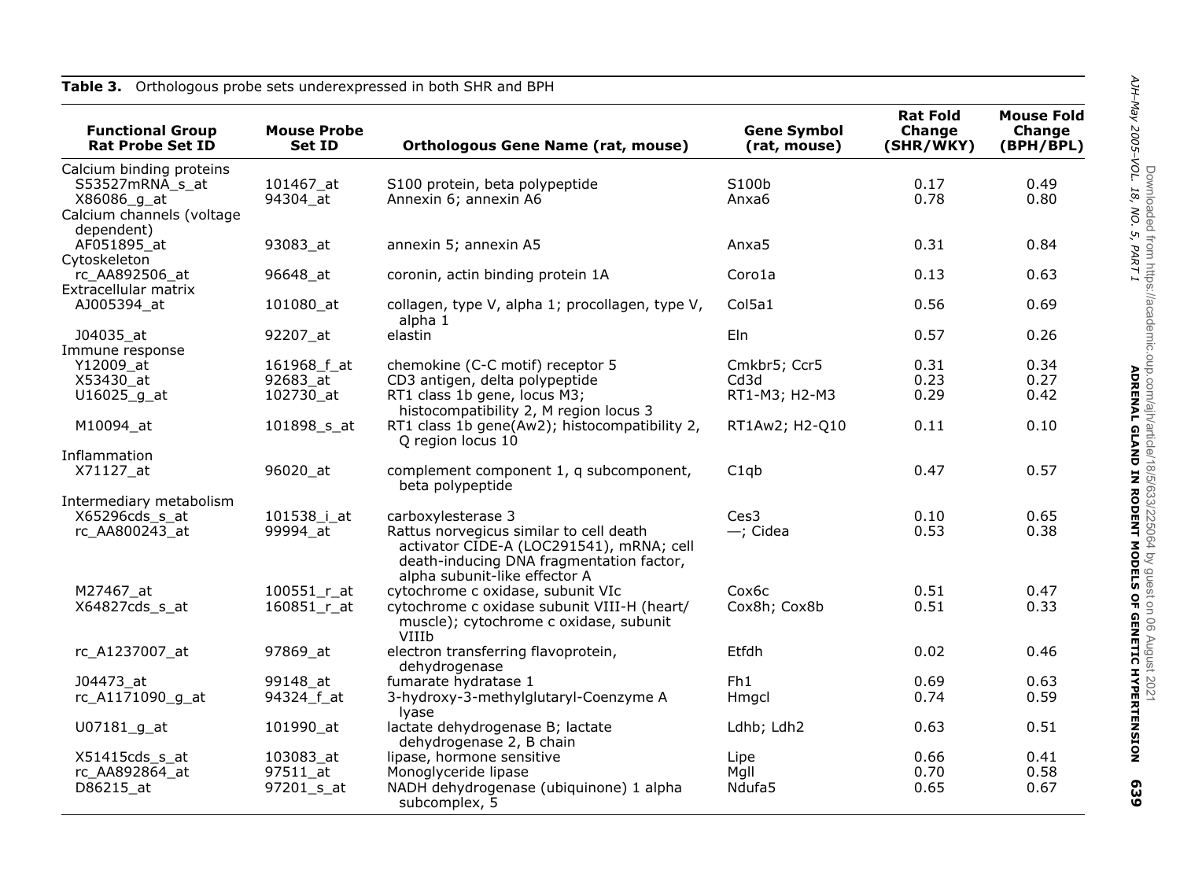**Table 3.** Orthologous probe sets underexpressed in both SHR and BPH

| Functional Group Rat Probe Set ID | Mouse Probe Set ID | Orthologous Gene Name (rat, mouse) | Gene Symbol (rat, mouse) | Rat Fold Change (SHR/WKY) | Mouse Fold Change (BPH/BPL) |
|---|---|---|---|---|---|
| Calcium binding proteins | | | | | |
| S53527mRNA_s_at | 101467_at | S100 protein, beta polypeptide | S100b | 0.17 | 0.49 |
| X86086_g_at | 94304_at | Annexin 6; annexin A6 | Anxa6 | 0.78 | 0.80 |
| Calcium channels (voltage dependent) | | | | | |
| AF051895_at | 93083_at | annexin 5; annexin A5 | Anxa5 | 0.31 | 0.84 |
| Cytoskeleton | | | | | |
| rc_AA892506_at | 96648_at | coronin, actin binding protein 1A | Coro1a | 0.13 | 0.63 |
| Extracellular matrix | | | | | |
| AJ005394_at | 101080_at | collagen, type V, alpha 1; procollagen, type V, alpha 1 | Col5a1 | 0.56 | 0.69 |
| J04035_at | 92207_at | elastin | Eln | 0.57 | 0.26 |
| Immune response | | | | | |
| Y12009_at | 161968_f_at | chemokine (C-C motif) receptor 5 | Cmkbr5; Ccr5 | 0.31 | 0.34 |
| X53430_at | 92683_at | CD3 antigen, delta polypeptide | Cd3d | 0.23 | 0.27 |
| U16025_g_at | 102730_at | RT1 class 1b gene, locus M3; histocompatibility 2, M region locus 3 | RT1-M3; H2-M3 | 0.29 | 0.42 |
| M10094_at | 101898_s_at | RT1 class 1b gene(Aw2); histocompatibility 2, Q region locus 10 | RT1Aw2; H2-Q10 | 0.11 | 0.10 |
| Inflammation | | | | | |
| X71127_at | 96020_at | complement component 1, q subcomponent, beta polypeptide | C1qb | 0.47 | 0.57 |
| Intermediary metabolism | | | | | |
| X65296cds_s_at | 101538_i_at | carboxylesterase 3 | Ces3 | 0.10 | 0.65 |
| rc_AA800243_at | 99994_at | Rattus norvegicus similar to cell death activator CIDE-A (LOC291541), mRNA; cell death-inducing DNA fragmentation factor, alpha subunit-like effector A | —; Cidea | 0.53 | 0.38 |
| M27467_at | 100551_r_at | cytochrome c oxidase, subunit VIc | Cox6c | 0.51 | 0.47 |
| X64827cds_s_at | 160851_r_at | cytochrome c oxidase subunit VIII-H (heart/muscle); cytochrome c oxidase, subunit VIIIb | Cox8h; Cox8b | 0.51 | 0.33 |
| rc_A1237007_at | 97869_at | electron transferring flavoprotein, dehydrogenase | Etfdh | 0.02 | 0.46 |
| J04473_at | 99148_at | fumarate hydratase 1 | Fh1 | 0.69 | 0.63 |
| rc_A1171090_g_at | 94324_f_at | 3-hydroxy-3-methylglutaryl-Coenzyme A lyase | Hmgcl | 0.74 | 0.59 |
| U07181_g_at | 101990_at | lactate dehydrogenase B; lactate dehydrogenase 2, B chain | Ldhb; Ldh2 | 0.63 | 0.51 |
| X51415cds_s_at | 103083_at | lipase, hormone sensitive | Lipe | 0.66 | 0.41 |
| rc_AA892864_at | 97511_at | Monoglyceride lipase | Mgll | 0.70 | 0.58 |
| D86215_at | 97201_s_at | NADH dehydrogenase (ubiquinone) 1 alpha subcomplex, 5 | Ndufa5 | 0.65 | 0.67 |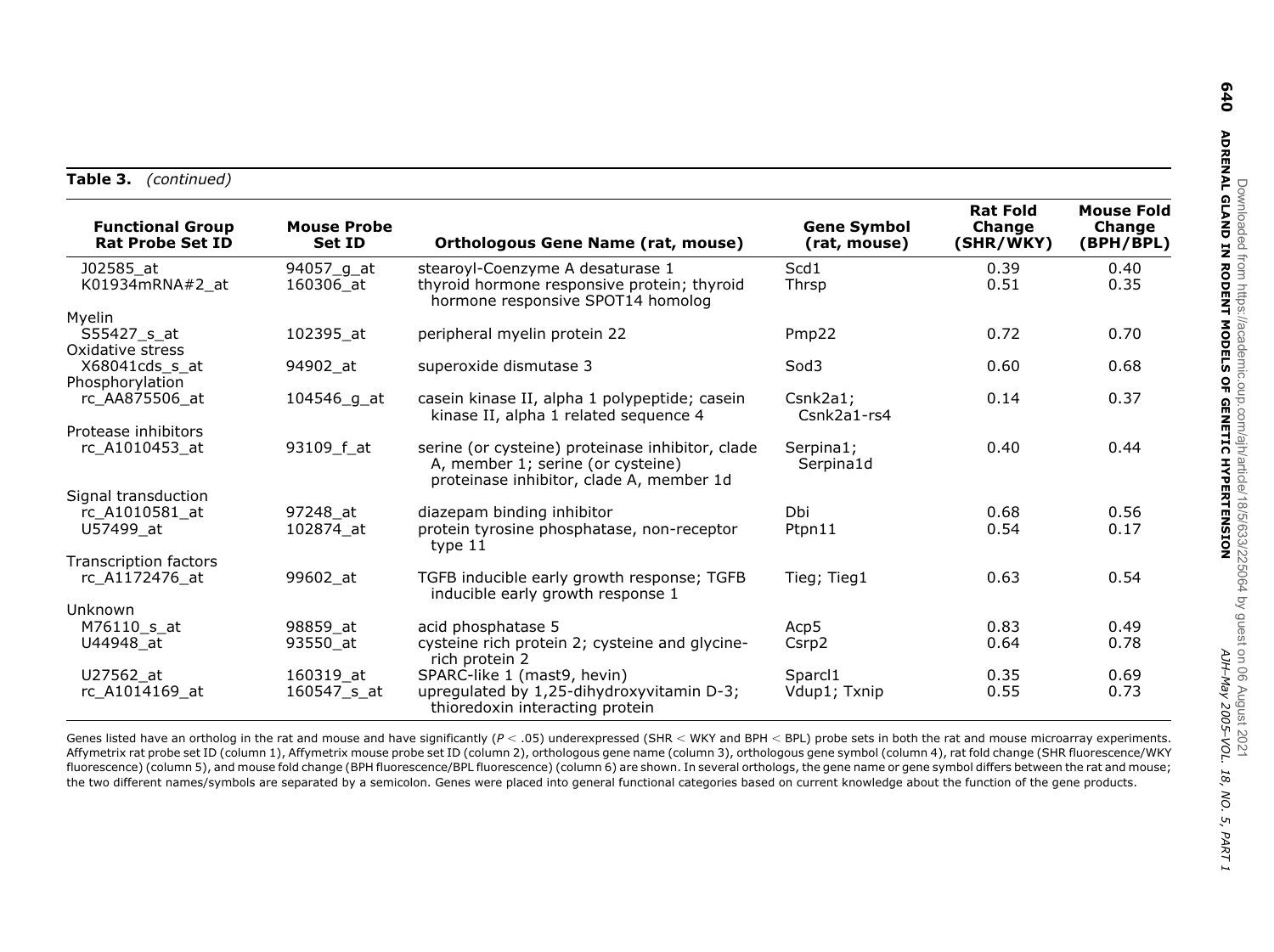**Table 3.** *(continued)*

| Functional Group Rat Probe Set ID | Mouse Probe Set ID | Orthologous Gene Name (rat, mouse) | Gene Symbol (rat, mouse) | Rat Fold Change (SHR/WKY) | Mouse Fold Change (BPH/BPL) |
|---|---|---|---|---|---|
| J02585_at | 94057_g_at | stearoyl-Coenzyme A desaturase 1 | Scd1 | 0.39 | 0.40 |
| K01934mRNA#2_at | 160306_at | thyroid hormone responsive protein; thyroid hormone responsive SPOT14 homolog | Thrsp | 0.51 | 0.35 |
| Myelin | | | | | |
| S55427_s_at | 102395_at | peripheral myelin protein 22 | Pmp22 | 0.72 | 0.70 |
| Oxidative stress | | | | | |
| X68041cds_s_at | 94902_at | superoxide dismutase 3 | Sod3 | 0.60 | 0.68 |
| Phosphorylation | | | | | |
| rc_AA875506_at | 104546_g_at | casein kinase II, alpha 1 polypeptide; casein kinase II, alpha 1 related sequence 4 | Csnk2a1; Csnk2a1-rs4 | 0.14 | 0.37 |
| Protease inhibitors | | | | | |
| rc_A1010453_at | 93109_f_at | serine (or cysteine) proteinase inhibitor, clade A, member 1; serine (or cysteine) proteinase inhibitor, clade A, member 1d | Serpina1; Serpina1d | 0.40 | 0.44 |
| Signal transduction | | | | | |
| rc_A1010581_at | 97248_at | diazepam binding inhibitor | Dbi | 0.68 | 0.56 |
| U57499_at | 102874_at | protein tyrosine phosphatase, non-receptor type 11 | Ptpn11 | 0.54 | 0.17 |
| Transcription factors | | | | | |
| rc_A1172476_at | 99602_at | TGFB inducible early growth response; TGFB inducible early growth response 1 | Tieg; Tieg1 | 0.63 | 0.54 |
| Unknown | | | | | |
| M76110_s_at | 98859_at | acid phosphatase 5 | Acp5 | 0.83 | 0.49 |
| U44948_at | 93550_at | cysteine rich protein 2; cysteine and glycine-rich protein 2 | Csrp2 | 0.64 | 0.78 |
| U27562_at | 160319_at | SPARC-like 1 (mast9, hevin) | Sparcl1 | 0.35 | 0.69 |
| rc_A1014169_at | 160547_s_at | upregulated by 1,25-dihydroxyvitamin D-3; thioredoxin interacting protein | Vdup1; Txnip | 0.55 | 0.73 |

Genes listed have an ortholog in the rat and mouse and have significantly ($P < .05$) underexpressed (SHR < WKY and BPH < BPL) probe sets in both the rat and mouse microarray experiments. Affymetrix rat probe set ID (column 1), Affymetrix mouse probe set ID (column 2), orthologous gene name (column 3), orthologous gene symbol (column 4), rat fold change (SHR fluorescence/WKY fluorescence) (column 5), and mouse fold change (BPH fluorescence/BPL fluorescence) (column 6) are shown. In several orthologs, the gene name or gene symbol differs between the rat and mouse; the two different names/symbols are separated by a semicolon. Genes were placed into general functional categories based on current knowledge about the function of the gene products.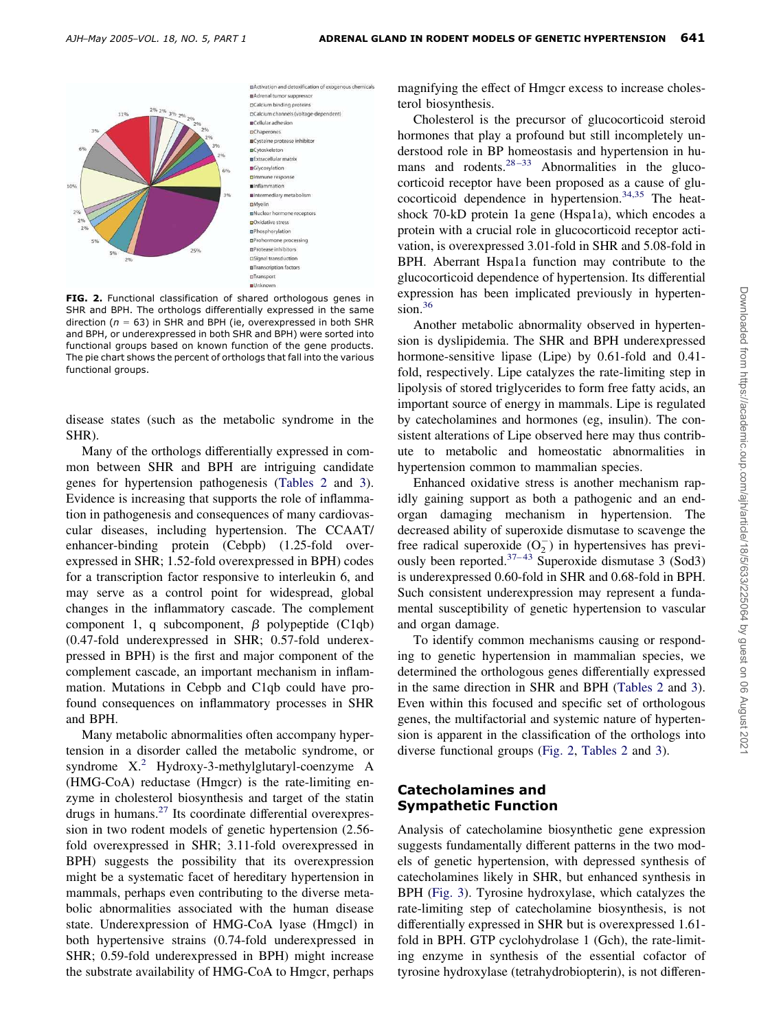FIG. 2. Functional classification of shared orthologous genes in SHR and BPH. The orthologs differentially expressed in the same direction ($n = 63$) in SHR and BPH (ie, overexpressed in both SHR and BPH, or underexpressed in both SHR and BPH) were sorted into functional groups based on known function of the gene products. The pie chart shows the percent of orthologs that fall into the various functional groups.

disease states (such as the metabolic syndrome in the SHR).

Many of the orthologs differentially expressed in common between SHR and BPH are intriguing candidate genes for hypertension pathogenesis (Tables 2 and 3). Evidence is increasing that supports the role of inflammation in pathogenesis and consequences of many cardiovascular diseases, including hypertension. The CCAAT/enhancer-binding protein (Cebpb) (1.25-fold overexpressed in SHR; 1.52-fold overexpressed in BPH) codes for a transcription factor responsive to interleukin 6, and may serve as a control point for widespread, global changes in the inflammatory cascade. The complement component 1, q subcomponent, β polypeptide (C1qb) (0.47-fold underexpressed in SHR; 0.57-fold underexpressed in BPH) is the first and major component of the complement cascade, an important mechanism in inflammation. Mutations in Cebpb and C1qb could have profound consequences on inflammatory processes in SHR and BPH.

Many metabolic abnormalities often accompany hypertension in a disorder called the metabolic syndrome, or syndrome X.[2] Hydroxy-3-methylglutaryl-coenzyme A (HMG-CoA) reductase (Hmgcr) is the rate-limiting enzyme in cholesterol biosynthesis and target of the statin drugs in humans.[27] Its coordinate differential overexpression in two rodent models of genetic hypertension (2.56-fold overexpressed in SHR; 3.11-fold overexpressed in BPH) suggests the possibility that its overexpression might be a systematic facet of hereditary hypertension in mammals, perhaps even contributing to the diverse metabolic abnormalities associated with the human disease state. Underexpression of HMG-CoA lyase (Hmgcl) in both hypertensive strains (0.74-fold underexpressed in SHR; 0.59-fold underexpressed in BPH) might increase the substrate availability of HMG-CoA to Hmgcr, perhaps magnifying the effect of Hmgcr excess to increase cholesterol biosynthesis.

Cholesterol is the precursor of glucocorticoid steroid hormones that play a profound but still incompletely understood role in BP homeostasis and hypertension in humans and rodents.[28–33] Abnormalities in the glucocorticoid receptor have been proposed as a cause of glucocorticoid dependence in hypertension.[34,35] The heat-shock 70-kD protein 1a gene (Hspa1a), which encodes a protein with a crucial role in glucocorticoid receptor activation, is overexpressed 3.01-fold in SHR and 5.08-fold in BPH. Aberrant Hspa1a function may contribute to the glucocorticoid dependence of hypertension. Its differential expression has been implicated previously in hypertension.[36]

Another metabolic abnormality observed in hypertension is dyslipidemia. The SHR and BPH underexpressed hormone-sensitive lipase (Lipe) by 0.61-fold and 0.41-fold, respectively. Lipe catalyzes the rate-limiting step in lipolysis of stored triglycerides to form free fatty acids, an important source of energy in mammals. Lipe is regulated by catecholamines and hormones (eg, insulin). The consistent alterations of Lipe observed here may thus contribute to metabolic and homeostatic abnormalities in hypertension common to mammalian species.

Enhanced oxidative stress is another mechanism rapidly gaining support as both a pathogenic and an end-organ damaging mechanism in hypertension. The decreased ability of superoxide dismutase to scavenge the free radical superoxide ($O_2^-$) in hypertensives has previously been reported.[37–43] Superoxide dismutase 3 (Sod3) is underexpressed 0.60-fold in SHR and 0.68-fold in BPH. Such consistent underexpression may represent a fundamental susceptibility of genetic hypertension to vascular and organ damage.

To identify common mechanisms causing or responding to genetic hypertension in mammalian species, we determined the orthologous genes differentially expressed in the same direction in SHR and BPH (Tables 2 and 3). Even within this focused and specific set of orthologous genes, the multifactorial and systemic nature of hypertension is apparent in the classification of the orthologs into diverse functional groups (Fig. 2, Tables 2 and 3).

## Catecholamines and Sympathetic Function

Analysis of catecholamine biosynthetic gene expression suggests fundamentally different patterns in the two models of genetic hypertension, with depressed synthesis of catecholamines likely in SHR, but enhanced synthesis in BPH (Fig. 3). Tyrosine hydroxylase, which catalyzes the rate-limiting step of catecholamine biosynthesis, is not differentially expressed in SHR but is overexpressed 1.61-fold in BPH. GTP cyclohydrolase 1 (Gch), the rate-limiting enzyme in synthesis of the essential cofactor of tyrosine hydroxylase (tetrahydrobiopterin), is not differen-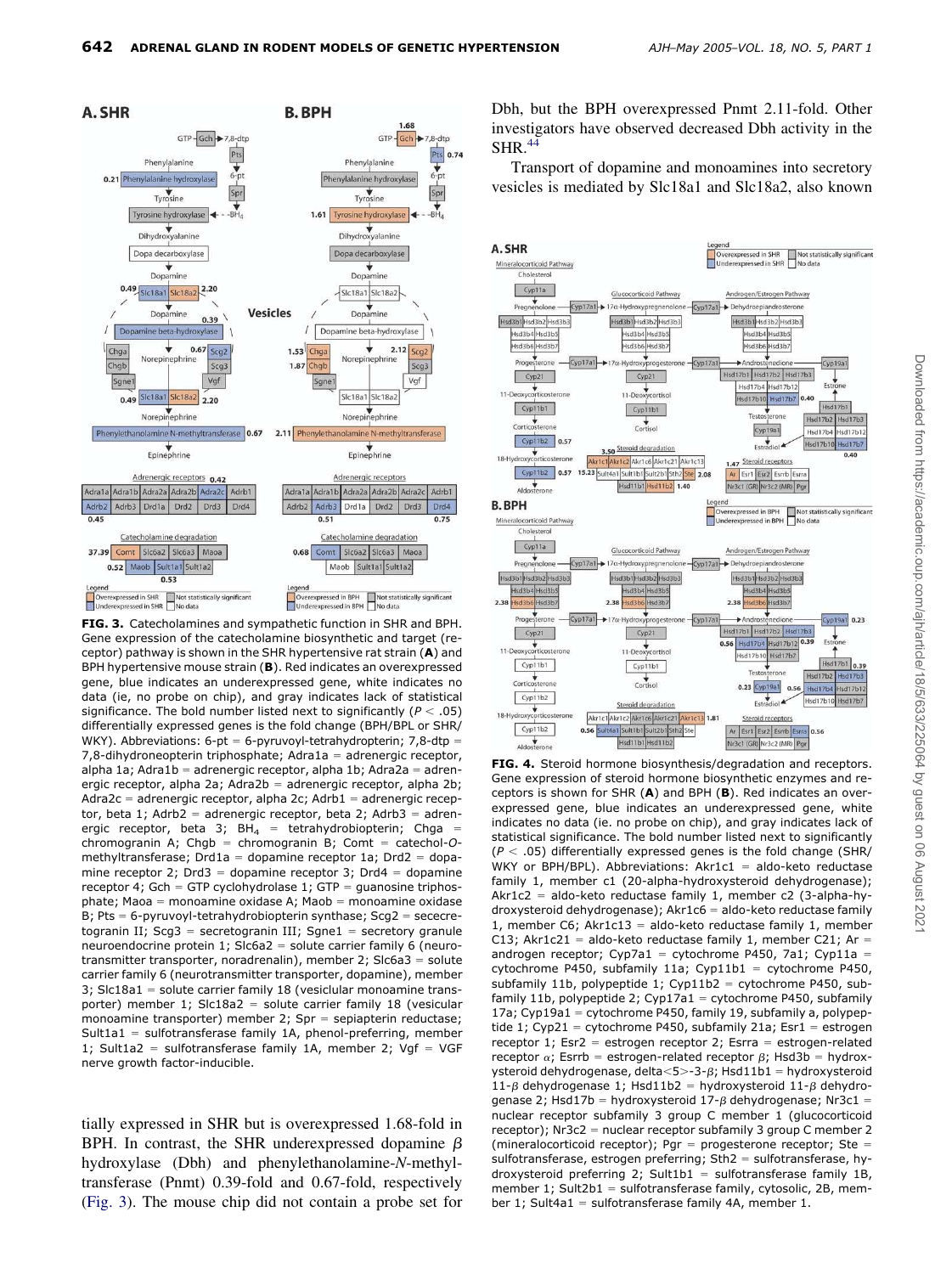**FIG. 3.** Catecholamines and sympathetic function in SHR and BPH. Gene expression of the catecholamine biosynthetic and target (receptor) pathway is shown in the SHR hypertensive rat strain (**A**) and BPH hypertensive mouse strain (**B**). Red indicates an overexpressed gene, blue indicates an underexpressed gene, white indicates no data (ie, no probe on chip), and gray indicates lack of statistical significance. The bold number listed next to significantly ($P < .05$) differentially expressed genes is the fold change (BPH/BPL or SHR/WKY). Abbreviations: 6-pt = 6-pyruvoyl-tetrahydropterin; 7,8-dtp = 7,8-dihydroneopterin triphosphate; Adra1a = adrenergic receptor, alpha 1a; Adra1b = adrenergic receptor, alpha 1b; Adra2a = adrenergic receptor, alpha 2a; Adra2b = adrenergic receptor, alpha 2b; Adra2c = adrenergic receptor, alpha 2c; Adrb1 = adrenergic receptor, beta 1; Adrb2 = adrenergic receptor, beta 2; Adrb3 = adrenergic receptor, beta 3; $BH_4$ = tetrahydrobiopterin; Chga = chromogranin A; Chgb = chromogranin B; Comt = catechol-*O*-methyltransferase; Drd1a = dopamine receptor 1a; Drd2 = dopamine receptor 2; Drd3 = dopamine receptor 3; Drd4 = dopamine receptor 4; Gch = GTP cyclohydrolase 1; GTP = guanosine triphosphate; Maoa = monoamine oxidase A; Maob = monoamine oxidase B; Pts = 6-pyruvoyl-tetrahydrobiopterin synthase; Scg2 = secretogranin II; Scg3 = secretogranin III; Sgne1 = secretory granule neuroendocrine protein 1; Slc6a2 = solute carrier family 6 (neurotransmitter transporter, noradrenalin), member 2; Slc6a3 = solute carrier family 6 (neurotransmitter transporter, dopamine), member 3; Slc18a1 = solute carrier family 18 (vesicular monoamine transporter) member 1; Slc18a2 = solute carrier family 18 (vesicular monoamine transporter) member 2; Spr = sepiapterin reductase; Sult1a1 = sulfotransferase family 1A, phenol-preferring, member 1; Sult1a2 = sulfotransferase family 1A, member 2; Vgf = VGF nerve growth factor-inducible.

tially expressed in SHR but is overexpressed 1.68-fold in BPH. In contrast, the SHR underexpressed dopamine β hydroxylase (Dbh) and phenylethanolamine-*N*-methyltransferase (Pnmt) 0.39-fold and 0.67-fold, respectively (Fig. 3). The mouse chip did not contain a probe set for Dbh, but the BPH overexpressed Pnmt 2.11-fold. Other investigators have observed decreased Dbh activity in the SHR.[44]

Transport of dopamine and monoamines into secretory vesicles is mediated by Slc18a1 and Slc18a2, also known

**FIG. 4.** Steroid hormone biosynthesis/degradation and receptors. Gene expression of steroid hormone biosynthetic enzymes and receptors is shown for SHR (**A**) and BPH (**B**). Red indicates an overexpressed gene, blue indicates an underexpressed gene, white indicates no data (ie. no probe on chip), and gray indicates lack of statistical significance. The bold number listed next to significantly ($P < .05$) differentially expressed genes is the fold change (SHR/WKY or BPH/BPL). Abbreviations: Akr1c1 = aldo-keto reductase family 1, member c1 (20-alpha-hydroxysteroid dehydrogenase); Akr1c2 = aldo-keto reductase family 1, member c2 (3-alpha-hydroxysteroid dehydrogenase); Akr1c6 = aldo-keto reductase family 1, member C6; Akr1c13 = aldo-keto reductase family 1, member C13; Akr1c21 = aldo-keto reductase family 1, member C21; Ar = androgen receptor; Cyp7a1 = cytochrome P450, 7a1; Cyp11a = cytochrome P450, subfamily 11a; Cyp11b1 = cytochrome P450, subfamily 11b, polypeptide 1; Cyp11b2 = cytochrome P450, subfamily 11b, polypeptide 2; Cyp17a1 = cytochrome P450, subfamily 17a; Cyp19a1 = cytochrome P450, family 19, subfamily a, polypeptide 1; Cyp21 = cytochrome P450, subfamily 21a; Esr1 = estrogen receptor 1; Esr2 = estrogen receptor 2; Esrra = estrogen-related receptor α; Esrrb = estrogen-related receptor β; Hsd3b = hydroxysteroid dehydrogenase, delta<5>-3-β; Hsd11b1 = hydroxysteroid 11-β dehydrogenase 1; Hsd11b2 = hydroxysteroid 11-β dehydrogenase 2; Hsd17b = hydroxysteroid 17-β dehydrogenase; Nr3c1 = nuclear receptor subfamily 3 group C member 1 (glucocorticoid receptor); Nr3c2 = nuclear receptor subfamily 3 group C member 2 (mineralocorticoid receptor); Pgr = progesterone receptor; Ste = sulfotransferase, estrogen preferring; Sth2 = sulfotransferase, hydroxysteroid preferring 2; Sult1b1 = sulfotransferase family 1B, member 1; Sult2b1 = sulfotransferase family, cytosolic, 2B, member 1; Sult4a1 = sulfotransferase family 4A, member 1.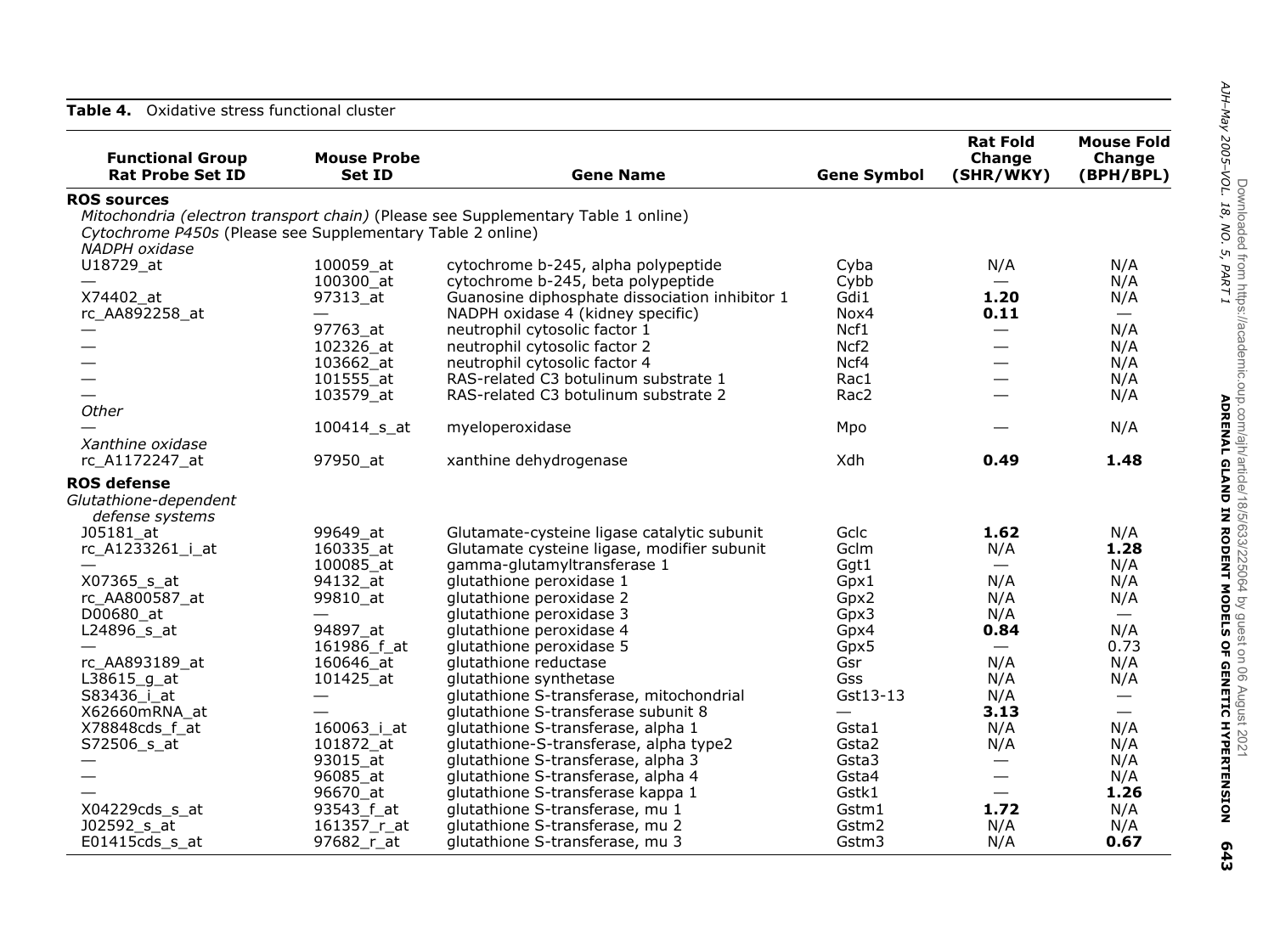**Table 4.** Oxidative stress functional cluster

| Functional Group<br>Rat Probe Set ID | Mouse Probe Set ID | Gene Name | Gene Symbol | Rat Fold Change (SHR/WKY) | Mouse Fold Change (BPH/BPL) |
|---|---|---|---|---|---|
| **ROS sources** | | | | | |
| *Mitochondria (electron transport chain)* (Please see Supplementary Table 1 online) | | | | | |
| *Cytochrome P450s* (Please see Supplementary Table 2 online) | | | | | |
| *NADPH oxidase* | | | | | |
| U18729_at | 100059_at | cytochrome b-245, alpha polypeptide | Cyba | N/A | N/A |
| — | 100300_at | cytochrome b-245, beta polypeptide | Cybb | — | N/A |
| X74402_at | 97313_at | Guanosine diphosphate dissociation inhibitor 1 | Gdi1 | **1.20** | N/A |
| rc_AA892258_at | — | NADPH oxidase 4 (kidney specific) | Nox4 | **0.11** | — |
| — | 97763_at | neutrophil cytosolic factor 1 | Ncf1 | — | N/A |
| — | 102326_at | neutrophil cytosolic factor 2 | Ncf2 | — | N/A |
| — | 103662_at | neutrophil cytosolic factor 4 | Ncf4 | — | N/A |
| — | 101555_at | RAS-related C3 botulinum substrate 1 | Rac1 | — | N/A |
| — | 103579_at | RAS-related C3 botulinum substrate 2 | Rac2 | — | N/A |
| *Other* | | | | | |
| — | 100414_s_at | myeloperoxidase | Mpo | — | N/A |
| *Xanthine oxidase* | | | | | |
| rc_A1172247_at | 97950_at | xanthine dehydrogenase | Xdh | **0.49** | **1.48** |
| **ROS defense** | | | | | |
| *Glutathione-dependent defense systems* | | | | | |
| J05181_at | 99649_at | Glutamate-cysteine ligase catalytic subunit | Gclc | **1.62** | N/A |
| rc_A1233261_i_at | 160335_at | Glutamate cysteine ligase, modifier subunit | Gclm | N/A | **1.28** |
| — | 100085_at | gamma-glutamyltransferase 1 | Ggt1 | — | N/A |
| X07365_s_at | 94132_at | glutathione peroxidase 1 | Gpx1 | N/A | N/A |
| rc_AA800587_at | 99810_at | glutathione peroxidase 2 | Gpx2 | N/A | N/A |
| D00680_at | — | glutathione peroxidase 3 | Gpx3 | N/A | — |
| L24896_s_at | 94897_at | glutathione peroxidase 4 | Gpx4 | **0.84** | N/A |
| — | 161986_f_at | glutathione peroxidase 5 | Gpx5 | — | 0.73 |
| rc_AA893189_at | 160646_at | glutathione reductase | Gsr | N/A | N/A |
| L38615_g_at | 101425_at | glutathione synthetase | Gss | N/A | N/A |
| S83436_i_at | — | glutathione S-transferase, mitochondrial | Gst13-13 | N/A | — |
| X62660mRNA_at | — | glutathione S-transferase subunit 8 | — | **3.13** | — |
| X78848cds_f_at | 160063_i_at | glutathione S-transferase, alpha 1 | Gsta1 | N/A | N/A |
| S72506_s_at | 101872_at | glutathione-S-transferase, alpha type2 | Gsta2 | N/A | N/A |
| — | 93015_at | glutathione S-transferase, alpha 3 | Gsta3 | — | N/A |
| — | 96085_at | glutathione S-transferase, alpha 4 | Gsta4 | — | N/A |
| — | 96670_at | glutathione S-transferase kappa 1 | Gstk1 | — | **1.26** |
| X04229cds_s_at | 93543_f_at | glutathione S-transferase, mu 1 | Gstm1 | **1.72** | N/A |
| J02592_s_at | 161357_r_at | glutathione S-transferase, mu 2 | Gstm2 | N/A | N/A |
| E01415cds_s_at | 97682_r_at | glutathione S-transferase, mu 3 | Gstm3 | N/A | **0.67** |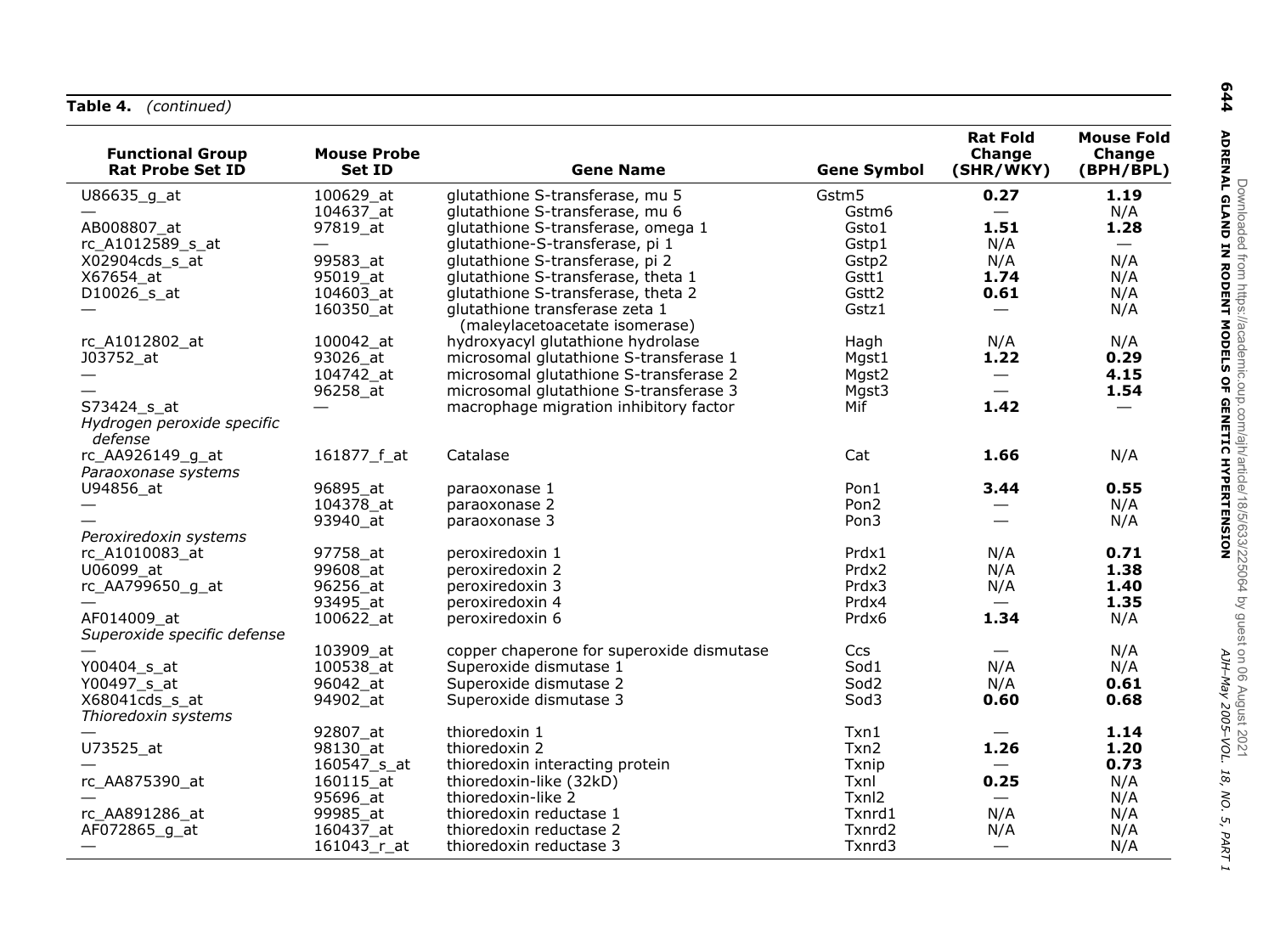**Table 4.** *(continued)*

| Functional Group Rat Probe Set ID | Mouse Probe Set ID | Gene Name | Gene Symbol | Rat Fold Change (SHR/WKY) | Mouse Fold Change (BPH/BPL) |
|---|---|---|---|---|---|
| U86635_g_at | 100629_at | glutathione S-transferase, mu 5 | Gstm5 | **0.27** | **1.19** |
| — | 104637_at | glutathione S-transferase, mu 6 | Gstm6 | — | N/A |
| AB008807_at | 97819_at | glutathione S-transferase, omega 1 | Gsto1 | **1.51** | **1.28** |
| rc_A1012589_s_at | — | glutathione-S-transferase, pi 1 | Gstp1 | N/A | — |
| X02904cds_s_at | 99583_at | glutathione S-transferase, pi 2 | Gstp2 | N/A | N/A |
| X67654_at | 95019_at | glutathione S-transferase, theta 1 | Gstt1 | **1.74** | N/A |
| D10026_s_at | 104603_at | glutathione S-transferase, theta 2 | Gstt2 | **0.61** | N/A |
| — | 160350_at | glutathione transferase zeta 1 (maleylacetoacetate isomerase) | Gstz1 | — | N/A |
| rc_A1012802_at | 100042_at | hydroxyacyl glutathione hydrolase | Hagh | N/A | N/A |
| J03752_at | 93026_at | microsomal glutathione S-transferase 1 | Mgst1 | **1.22** | **0.29** |
| — | 104742_at | microsomal glutathione S-transferase 2 | Mgst2 | — | **4.15** |
| — | 96258_at | microsomal glutathione S-transferase 3 | Mgst3 | — | **1.54** |
| S73424_s_at | — | macrophage migration inhibitory factor | Mif | **1.42** | — |
| *Hydrogen peroxide specific defense* | | | | | |
| rc_AA926149_g_at | 161877_f_at | Catalase | Cat | **1.66** | N/A |
| *Paraoxonase systems* | | | | | |
| U94856_at | 96895_at | paraoxonase 1 | Pon1 | **3.44** | **0.55** |
| — | 104378_at | paraoxonase 2 | Pon2 | — | N/A |
| — | 93940_at | paraoxonase 3 | Pon3 | — | N/A |
| *Peroxiredoxin systems* | | | | | |
| rc_A1010083_at | 97758_at | peroxiredoxin 1 | Prdx1 | N/A | **0.71** |
| U06099_at | 99608_at | peroxiredoxin 2 | Prdx2 | N/A | **1.38** |
| rc_AA799650_g_at | 96256_at | peroxiredoxin 3 | Prdx3 | N/A | **1.40** |
| — | 93495_at | peroxiredoxin 4 | Prdx4 | — | **1.35** |
| AF014009_at | 100622_at | peroxiredoxin 6 | Prdx6 | **1.34** | N/A |
| *Superoxide specific defense* | | | | | |
| — | 103909_at | copper chaperone for superoxide dismutase | Ccs | — | N/A |
| Y00404_s_at | 100538_at | Superoxide dismutase 1 | Sod1 | N/A | N/A |
| Y00497_s_at | 96042_at | Superoxide dismutase 2 | Sod2 | N/A | **0.61** |
| X68041cds_s_at | 94902_at | Superoxide dismutase 3 | Sod3 | **0.60** | **0.68** |
| *Thioredoxin systems* | | | | | |
| — | 92807_at | thioredoxin 1 | Txn1 | — | **1.14** |
| U73525_at | 98130_at | thioredoxin 2 | Txn2 | **1.26** | **1.20** |
| — | 160547_s_at | thioredoxin interacting protein | Txnip | — | **0.73** |
| rc_AA875390_at | 160115_at | thioredoxin-like (32kD) | Txnl | **0.25** | N/A |
| — | 95696_at | thioredoxin-like 2 | Txnl2 | — | N/A |
| rc_AA891286_at | 99985_at | thioredoxin reductase 1 | Txnrd1 | N/A | N/A |
| AF072865_g_at | 160437_at | thioredoxin reductase 2 | Txnrd2 | N/A | N/A |
| — | 161043_r_at | thioredoxin reductase 3 | Txnrd3 | — | N/A |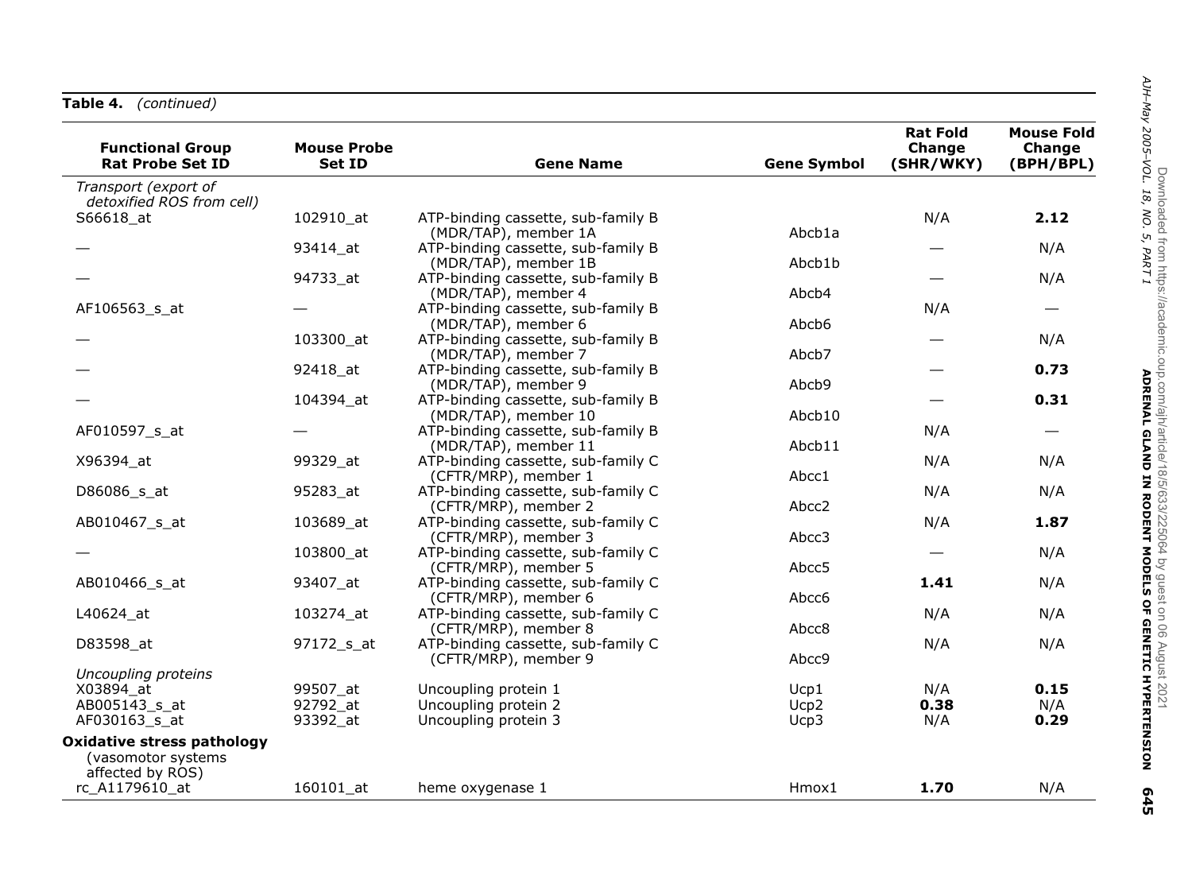**Table 4.** *(continued)*

| Functional Group Rat Probe Set ID | Mouse Probe Set ID | Gene Name | Gene Symbol | Rat Fold Change (SHR/WKY) | Mouse Fold Change (BPH/BPL) |
|---|---|---|---|---|---|
| *Transport (export of detoxified ROS from cell)* | | | | | |
| S66618_at | 102910_at | ATP-binding cassette, sub-family B (MDR/TAP), member 1A | Abcb1a | N/A | **2.12** |
| — | 93414_at | ATP-binding cassette, sub-family B (MDR/TAP), member 1B | Abcb1b | — | N/A |
| — | 94733_at | ATP-binding cassette, sub-family B (MDR/TAP), member 4 | Abcb4 | — | N/A |
| AF106563_s_at | — | ATP-binding cassette, sub-family B (MDR/TAP), member 6 | Abcb6 | N/A | — |
| — | 103300_at | ATP-binding cassette, sub-family B (MDR/TAP), member 7 | Abcb7 | — | N/A |
| — | 92418_at | ATP-binding cassette, sub-family B (MDR/TAP), member 9 | Abcb9 | — | **0.73** |
| — | 104394_at | ATP-binding cassette, sub-family B (MDR/TAP), member 10 | Abcb10 | — | **0.31** |
| AF010597_s_at | — | ATP-binding cassette, sub-family B (MDR/TAP), member 11 | Abcb11 | N/A | — |
| X96394_at | 99329_at | ATP-binding cassette, sub-family C (CFTR/MRP), member 1 | Abcc1 | N/A | N/A |
| D86086_s_at | 95283_at | ATP-binding cassette, sub-family C (CFTR/MRP), member 2 | Abcc2 | N/A | N/A |
| AB010467_s_at | 103689_at | ATP-binding cassette, sub-family C (CFTR/MRP), member 3 | Abcc3 | N/A | **1.87** |
| — | 103800_at | ATP-binding cassette, sub-family C (CFTR/MRP), member 5 | Abcc5 | — | N/A |
| AB010466_s_at | 93407_at | ATP-binding cassette, sub-family C (CFTR/MRP), member 6 | Abcc6 | **1.41** | N/A |
| L40624_at | 103274_at | ATP-binding cassette, sub-family C (CFTR/MRP), member 8 | Abcc8 | N/A | N/A |
| D83598_at | 97172_s_at | ATP-binding cassette, sub-family C (CFTR/MRP), member 9 | Abcc9 | N/A | N/A |
| *Uncoupling proteins* | | | | | |
| X03894_at | 99507_at | Uncoupling protein 1 | Ucp1 | N/A | **0.15** |
| AB005143_s_at | 92792_at | Uncoupling protein 2 | Ucp2 | **0.38** | N/A |
| AF030163_s_at | 93392_at | Uncoupling protein 3 | Ucp3 | N/A | **0.29** |
| **Oxidative stress pathology** (vasomotor systems affected by ROS) | | | | | |
| rc_A1179610_at | 160101_at | heme oxygenase 1 | Hmox1 | **1.70** | N/A |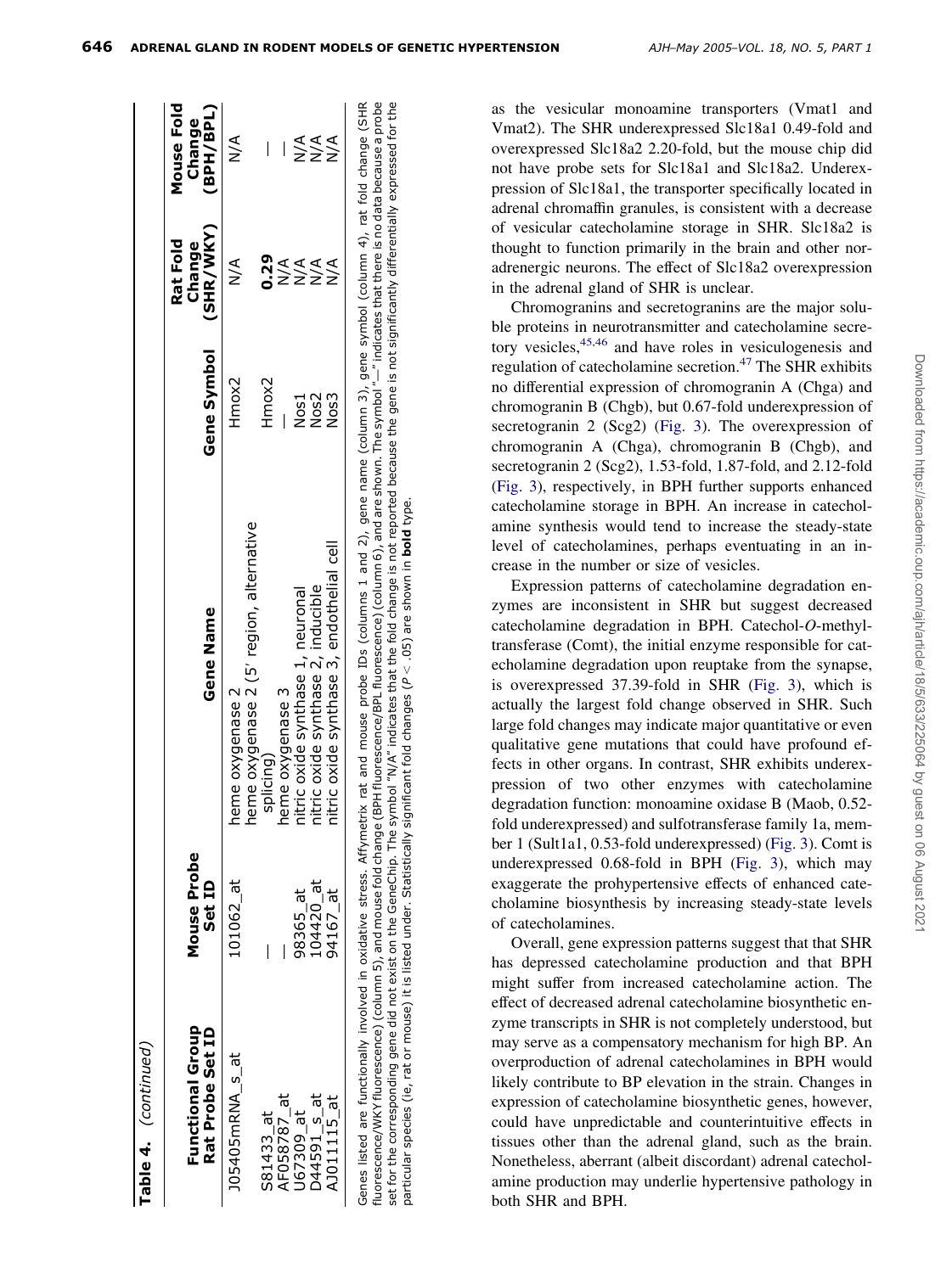**Table 4.** *(continued)*

| Functional Group Rat Probe Set ID | Mouse Probe Set ID | Gene Name | Gene Symbol | Rat Fold Change (SHR/WKY) | Mouse Fold Change (BPH/BPL) |
|---|---|---|---|---|---|
| J05405mRNA_s_at | 101062_at | heme oxygenase 2 | Hmox2 | N/A | N/A |
| S81433_at | — | heme oxygenase 2 (5′ region, alternative splicing) | Hmox2 | **0.29** | — |
| AF058787_at | — | heme oxygenase 3 | — | N/A | — |
| U67309_at | 98365_at | nitric oxide synthase 1, neuronal | Nos1 | N/A | N/A |
| D44591_s_at | 104420_at | nitric oxide synthase 2, inducible | Nos2 | N/A | N/A |
| AJ011115_at | 94167_at | nitric oxide synthase 3, endothelial cell | Nos3 | N/A | N/A |

Genes listed are functionally involved in oxidative stress. Affymetrix rat and mouse probe IDs (columns 1 and 2), gene name (column 3), gene symbol (column 4), rat fold change (SHR fluorescence/WKY fluorescence) (column 5), and mouse fold change (BPH fluorescence/BPL fluorescence) (column 6), and are shown. The symbol "N/A" indicates that the fold change is not reported because the gene is not significantly differentially expressed for the particular species (ie, rat or mouse) it is listed under. Statistically significant fold changes ($P < .05$) are shown in **bold** type. The symbol "—" indicates that there is no data because a probe set for the corresponding gene did not exist on the GeneChip.

as the vesicular monoamine transporters (Vmat1 and Vmat2). The SHR underexpressed Slc18a1 0.49-fold and overexpressed Slc18a2 2.20-fold, but the mouse chip did not have probe sets for Slc18a1 and Slc18a2. Underexpression of Slc18a1, the transporter specifically located in adrenal chromaffin granules, is consistent with a decrease of vesicular catecholamine storage in SHR. Slc18a2 is thought to function primarily in the brain and other noradrenergic neurons. The effect of Slc18a2 overexpression in the adrenal gland of SHR is unclear.

Chromogranins and secretogranins are the major soluble proteins in neurotransmitter and catecholamine secretory vesicles,[45,46] and have roles in vesiculogenesis and regulation of catecholamine secretion.[47] The SHR exhibits no differential expression of chromogranin A (Chga) and chromogranin B (Chgb), but 0.67-fold underexpression of secretogranin 2 (Scg2) (Fig. 3). The overexpression of chromogranin A (Chga), chromogranin B (Chgb), and secretogranin 2 (Scg2), 1.53-fold, 1.87-fold, and 2.12-fold (Fig. 3), respectively, in BPH further supports enhanced catecholamine storage in BPH. An increase in catecholamine synthesis would tend to increase the steady-state level of catecholamines, perhaps eventuating in an increase in the number or size of vesicles.

Expression patterns of catecholamine degradation enzymes are inconsistent in SHR but suggest decreased catecholamine degradation in BPH. Catechol-*O*-methyltransferase (Comt), the initial enzyme responsible for catecholamine degradation upon reuptake from the synapse, is overexpressed 37.39-fold in SHR (Fig. 3), which is actually the largest fold change observed in SHR. Such large fold changes may indicate major quantitative or even qualitative gene mutations that could have profound effects in other organs. In contrast, SHR exhibits underexpression of two other enzymes with catecholamine degradation function: monoamine oxidase B (Maob, 0.52-fold underexpressed) and sulfotransferase family 1a, member 1 (Sult1a1, 0.53-fold underexpressed) (Fig. 3). Comt is underexpressed 0.68-fold in BPH (Fig. 3), which may exaggerate the prohypertensive effects of enhanced catecholamine biosynthesis by increasing steady-state levels of catecholamines.

Overall, gene expression patterns suggest that that SHR has depressed catecholamine production and that BPH might suffer from increased catecholamine action. The effect of decreased adrenal catecholamine biosynthetic enzyme transcripts in SHR is not completely understood, but may serve as a compensatory mechanism for high BP. An overproduction of adrenal catecholamines in BPH would likely contribute to BP elevation in the strain. Changes in expression of catecholamine biosynthetic genes, however, could have unpredictable and counterintuitive effects in tissues other than the adrenal gland, such as the brain. Nonetheless, aberrant (albeit discordant) adrenal catecholamine production may underlie hypertensive pathology in both SHR and BPH.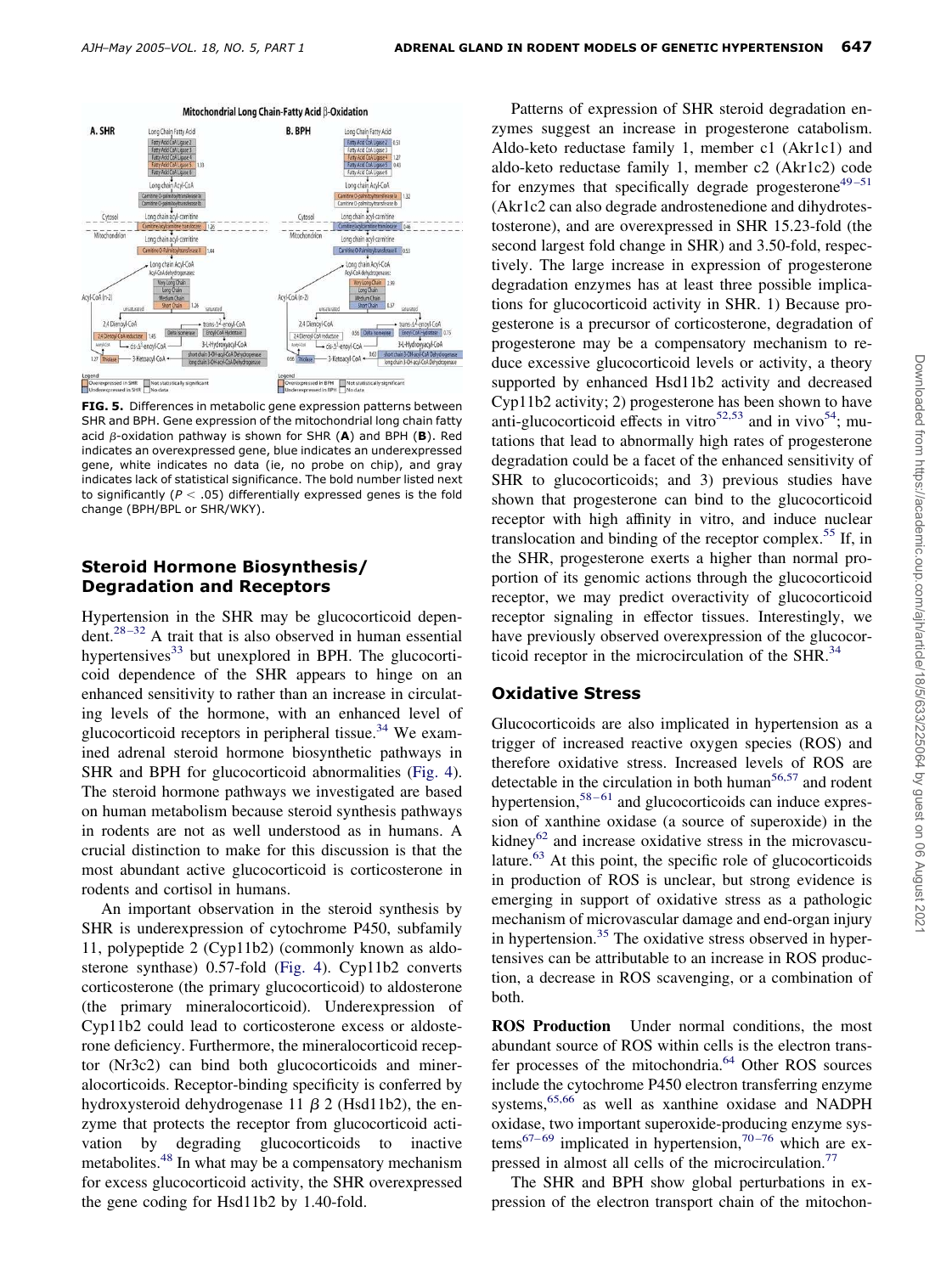**FIG. 5.** Differences in metabolic gene expression patterns between SHR and BPH. Gene expression of the mitochondrial long chain fatty acid β-oxidation pathway is shown for SHR (**A**) and BPH (**B**). Red indicates an overexpressed gene, blue indicates an underexpressed gene, white indicates no data (ie, no probe on chip), and gray indicates lack of statistical significance. The bold number listed next to significantly ($P < .05$) differentially expressed genes is the fold change (BPH/BPL or SHR/WKY).

## Steroid Hormone Biosynthesis/Degradation and Receptors

Hypertension in the SHR may be glucocorticoid dependent.[28–32] A trait that is also observed in human essential hypertensives[33] but unexplored in BPH. The glucocorticoid dependence of the SHR appears to hinge on an enhanced sensitivity to rather than an increase in circulating levels of the hormone, with an enhanced level of glucocorticoid receptors in peripheral tissue.[34] We examined adrenal steroid hormone biosynthetic pathways in SHR and BPH for glucocorticoid abnormalities (Fig. 4). The steroid hormone pathways we investigated are based on human metabolism because steroid synthesis pathways in rodents are not as well understood as in humans. A crucial distinction to make for this discussion is that the most abundant active glucocorticoid is corticosterone in rodents and cortisol in humans.

An important observation in the steroid synthesis by SHR is underexpression of cytochrome P450, subfamily 11, polypeptide 2 (Cyp11b2) (commonly known as aldosterone synthase) 0.57-fold (Fig. 4). Cyp11b2 converts corticosterone (the primary glucocorticoid) to aldosterone (the primary mineralocorticoid). Underexpression of Cyp11b2 could lead to corticosterone excess or aldosterone deficiency. Furthermore, the mineralocorticoid receptor (Nr3c2) can bind both glucocorticoids and mineralocorticoids. Receptor-binding specificity is conferred by hydroxysteroid dehydrogenase 11 β 2 (Hsd11b2), the enzyme that protects the receptor from glucocorticoid activation by degrading glucocorticoids to inactive metabolites.[48] In what may be a compensatory mechanism for excess glucocorticoid activity, the SHR overexpressed the gene coding for Hsd11b2 by 1.40-fold.

Patterns of expression of SHR steroid degradation enzymes suggest an increase in progesterone catabolism. Aldo-keto reductase family 1, member c1 (Akr1c1) and aldo-keto reductase family 1, member c2 (Akr1c2) code for enzymes that specifically degrade progesterone[49–51] (Akr1c2 can also degrade androstenedione and dihydrotestosterone), and are overexpressed in SHR 15.23-fold (the second largest fold change in SHR) and 3.50-fold, respectively. The large increase in expression of progesterone degradation enzymes has at least three possible implications for glucocorticoid activity in SHR. 1) Because progesterone is a precursor of corticosterone, degradation of progesterone may be a compensatory mechanism to reduce excessive glucocorticoid levels or activity, a theory supported by enhanced Hsd11b2 activity and decreased Cyp11b2 activity; 2) progesterone has been shown to have anti-glucocorticoid effects in vitro[52,53] and in vivo[54]; mutations that lead to abnormally high rates of progesterone degradation could be a facet of the enhanced sensitivity of SHR to glucocorticoids; and 3) previous studies have shown that progesterone can bind to the glucocorticoid receptor with high affinity in vitro, and induce nuclear translocation and binding of the receptor complex.[55] If, in the SHR, progesterone exerts a higher than normal proportion of its genomic actions through the glucocorticoid receptor, we may predict overactivity of glucocorticoid receptor signaling in effector tissues. Interestingly, we have previously observed overexpression of the glucocorticoid receptor in the microcirculation of the SHR.[34]

## Oxidative Stress

Glucocorticoids are also implicated in hypertension as a trigger of increased reactive oxygen species (ROS) and therefore oxidative stress. Increased levels of ROS are detectable in the circulation in both human[56,57] and rodent hypertension,[58–61] and glucocorticoids can induce expression of xanthine oxidase (a source of superoxide) in the kidney[62] and increase oxidative stress in the microvasculature.[63] At this point, the specific role of glucocorticoids in production of ROS is unclear, but strong evidence is emerging in support of oxidative stress as a pathologic mechanism of microvascular damage and end-organ injury in hypertension.[35] The oxidative stress observed in hypertensives can be attributable to an increase in ROS production, a decrease in ROS scavenging, or a combination of both.

**ROS Production** Under normal conditions, the most abundant source of ROS within cells is the electron transfer processes of the mitochondria.[64] Other ROS sources include the cytochrome P450 electron transferring enzyme systems,[65,66] as well as xanthine oxidase and NADPH oxidase, two important superoxide-producing enzyme systems[67–69] implicated in hypertension,[70–76] which are expressed in almost all cells of the microcirculation.[77]

The SHR and BPH show global perturbations in expression of the electron transport chain of the mitochon-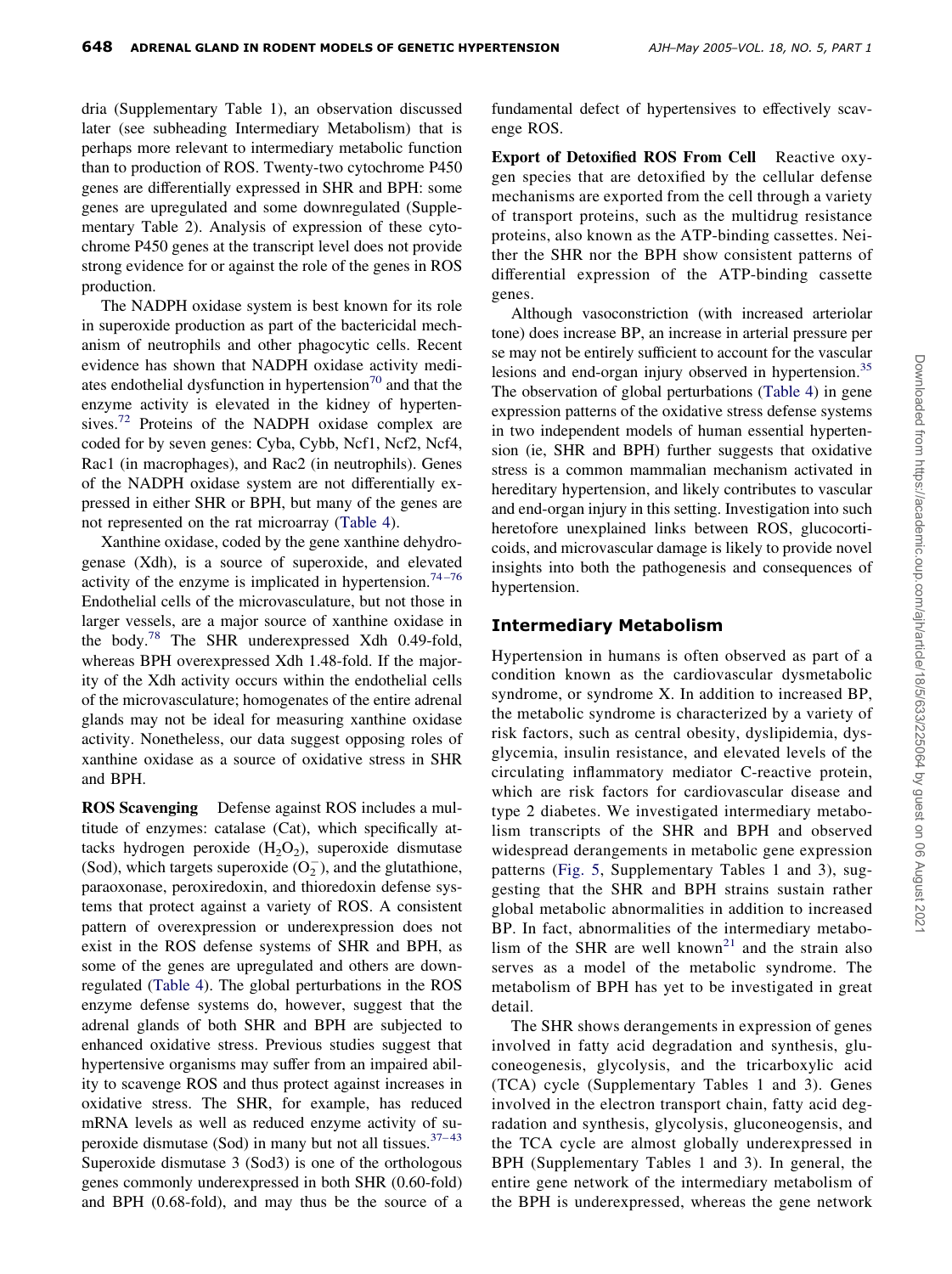dria (Supplementary Table 1), an observation discussed later (see subheading Intermediary Metabolism) that is perhaps more relevant to intermediary metabolic function than to production of ROS. Twenty-two cytochrome P450 genes are differentially expressed in SHR and BPH: some genes are upregulated and some downregulated (Supplementary Table 2). Analysis of expression of these cytochrome P450 genes at the transcript level does not provide strong evidence for or against the role of the genes in ROS production.

The NADPH oxidase system is best known for its role in superoxide production as part of the bactericidal mechanism of neutrophils and other phagocytic cells. Recent evidence has shown that NADPH oxidase activity mediates endothelial dysfunction in hypertension[70] and that the enzyme activity is elevated in the kidney of hypertensives.[72] Proteins of the NADPH oxidase complex are coded for by seven genes: Cyba, Cybb, Ncf1, Ncf2, Ncf4, Rac1 (in macrophages), and Rac2 (in neutrophils). Genes of the NADPH oxidase system are not differentially expressed in either SHR or BPH, but many of the genes are not represented on the rat microarray (Table 4).

Xanthine oxidase, coded by the gene xanthine dehydrogenase (Xdh), is a source of superoxide, and elevated activity of the enzyme is implicated in hypertension.[74–76] Endothelial cells of the microvasculature, but not those in larger vessels, are a major source of xanthine oxidase in the body.[78] The SHR underexpressed Xdh 0.49-fold, whereas BPH overexpressed Xdh 1.48-fold. If the majority of the Xdh activity occurs within the endothelial cells of the microvasculature; homogenates of the entire adrenal glands may not be ideal for measuring xanthine oxidase activity. Nonetheless, our data suggest opposing roles of xanthine oxidase as a source of oxidative stress in SHR and BPH.

**ROS Scavenging** Defense against ROS includes a multitude of enzymes: catalase (Cat), which specifically attacks hydrogen peroxide ($H_2O_2$), superoxide dismutase (Sod), which targets superoxide ($O_2^-$), and the glutathione, paraoxonase, peroxiredoxin, and thioredoxin defense systems that protect against a variety of ROS. A consistent pattern of overexpression or underexpression does not exist in the ROS defense systems of SHR and BPH, as some of the genes are upregulated and others are downregulated (Table 4). The global perturbations in the ROS enzyme defense systems do, however, suggest that the adrenal glands of both SHR and BPH are subjected to enhanced oxidative stress. Previous studies suggest that hypertensive organisms may suffer from an impaired ability to scavenge ROS and thus protect against increases in oxidative stress. The SHR, for example, has reduced mRNA levels as well as reduced enzyme activity of superoxide dismutase (Sod) in many but not all tissues.[37–43] Superoxide dismutase 3 (Sod3) is one of the orthologous genes commonly underexpressed in both SHR (0.60-fold) and BPH (0.68-fold), and may thus be the source of a fundamental defect of hypertensives to effectively scavenge ROS.

**Export of Detoxified ROS From Cell** Reactive oxygen species that are detoxified by the cellular defense mechanisms are exported from the cell through a variety of transport proteins, such as the multidrug resistance proteins, also known as the ATP-binding cassettes. Neither the SHR nor the BPH show consistent patterns of differential expression of the ATP-binding cassette genes.

Although vasoconstriction (with increased arteriolar tone) does increase BP, an increase in arterial pressure per se may not be entirely sufficient to account for the vascular lesions and end-organ injury observed in hypertension.[35] The observation of global perturbations (Table 4) in gene expression patterns of the oxidative stress defense systems in two independent models of human essential hypertension (ie, SHR and BPH) further suggests that oxidative stress is a common mammalian mechanism activated in hereditary hypertension, and likely contributes to vascular and end-organ injury in this setting. Investigation into such heretofore unexplained links between ROS, glucocorticoids, and microvascular damage is likely to provide novel insights into both the pathogenesis and consequences of hypertension.

## Intermediary Metabolism

Hypertension in humans is often observed as part of a condition known as the cardiovascular dysmetabolic syndrome, or syndrome X. In addition to increased BP, the metabolic syndrome is characterized by a variety of risk factors, such as central obesity, dyslipidemia, dysglycemia, insulin resistance, and elevated levels of the circulating inflammatory mediator C-reactive protein, which are risk factors for cardiovascular disease and type 2 diabetes. We investigated intermediary metabolism transcripts of the SHR and BPH and observed widespread derangements in metabolic gene expression patterns (Fig. 5, Supplementary Tables 1 and 3), suggesting that the SHR and BPH strains sustain rather global metabolic abnormalities in addition to increased BP. In fact, abnormalities of the intermediary metabolism of the SHR are well known[21] and the strain also serves as a model of the metabolic syndrome. The metabolism of BPH has yet to be investigated in great detail.

The SHR shows derangements in expression of genes involved in fatty acid degradation and synthesis, gluconeogenesis, glycolysis, and the tricarboxylic acid (TCA) cycle (Supplementary Tables 1 and 3). Genes involved in the electron transport chain, fatty acid degradation and synthesis, glycolysis, gluconeogenesis, and the TCA cycle are almost globally underexpressed in BPH (Supplementary Tables 1 and 3). In general, the entire gene network of the intermediary metabolism of the BPH is underexpressed, whereas the gene network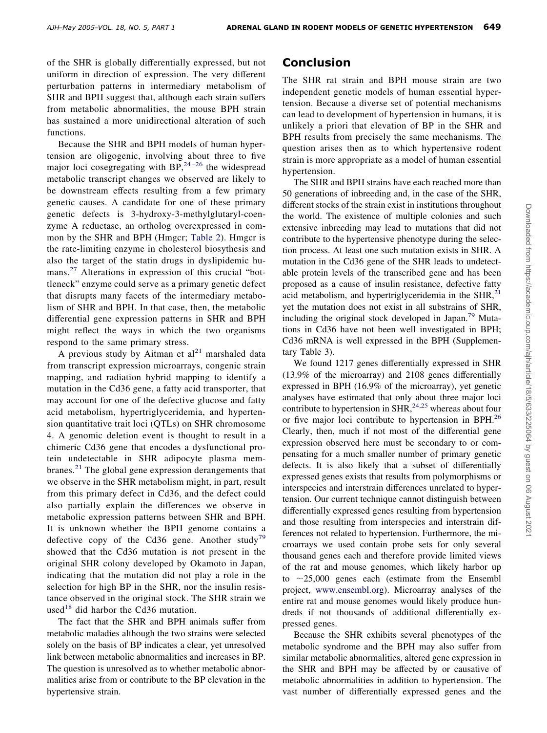of the SHR is globally differentially expressed, but not uniform in direction of expression. The very different perturbation patterns in intermediary metabolism of SHR and BPH suggest that, although each strain suffers from metabolic abnormalities, the mouse BPH strain has sustained a more unidirectional alteration of such functions.

Because the SHR and BPH models of human hypertension are oligogenic, involving about three to five major loci cosegregating with BP,[24–26] the widespread metabolic transcript changes we observed are likely to be downstream effects resulting from a few primary genetic causes. A candidate for one of these primary genetic defects is 3-hydroxy-3-methylglutaryl-coenzyme A reductase, an ortholog overexpressed in common by the SHR and BPH (Hmgcr; Table 2). Hmgcr is the rate-limiting enzyme in cholesterol biosynthesis and also the target of the statin drugs in dyslipidemic humans.[27] Alterations in expression of this crucial "bottleneck" enzyme could serve as a primary genetic defect that disrupts many facets of the intermediary metabolism of SHR and BPH. In that case, then, the metabolic differential gene expression patterns in SHR and BPH might reflect the ways in which the two organisms respond to the same primary stress.

A previous study by Aitman et al[21] marshaled data from transcript expression microarrays, congenic strain mapping, and radiation hybrid mapping to identify a mutation in the Cd36 gene, a fatty acid transporter, that may account for one of the defective glucose and fatty acid metabolism, hypertriglyceridemia, and hypertension quantitative trait loci (QTLs) on SHR chromosome 4. A genomic deletion event is thought to result in a chimeric Cd36 gene that encodes a dysfunctional protein undetectable in SHR adipocyte plasma membranes.[21] The global gene expression derangements that we observe in the SHR metabolism might, in part, result from this primary defect in Cd36, and the defect could also partially explain the differences we observe in metabolic expression patterns between SHR and BPH. It is unknown whether the BPH genome contains a defective copy of the Cd36 gene. Another study[79] showed that the Cd36 mutation is not present in the original SHR colony developed by Okamoto in Japan, indicating that the mutation did not play a role in the selection for high BP in the SHR, nor the insulin resistance observed in the original stock. The SHR strain we used[18] did harbor the Cd36 mutation.

The fact that the SHR and BPH animals suffer from metabolic maladies although the two strains were selected solely on the basis of BP indicates a clear, yet unresolved link between metabolic abnormalities and increases in BP. The question is unresolved as to whether metabolic abnormalities arise from or contribute to the BP elevation in the hypertensive strain.

## Conclusion

The SHR rat strain and BPH mouse strain are two independent genetic models of human essential hypertension. Because a diverse set of potential mechanisms can lead to development of hypertension in humans, it is unlikely a priori that elevation of BP in the SHR and BPH results from precisely the same mechanisms. The question arises then as to which hypertensive rodent strain is more appropriate as a model of human essential hypertension.

The SHR and BPH strains have each reached more than 50 generations of inbreeding and, in the case of the SHR, different stocks of the strain exist in institutions throughout the world. The existence of multiple colonies and such extensive inbreeding may lead to mutations that did not contribute to the hypertensive phenotype during the selection process. At least one such mutation exists in SHR. A mutation in the Cd36 gene of the SHR leads to undetectable protein levels of the transcribed gene and has been proposed as a cause of insulin resistance, defective fatty acid metabolism, and hypertriglyceridemia in the SHR,[21] yet the mutation does not exist in all substrains of SHR, including the original stock developed in Japan.[79] Mutations in Cd36 have not been well investigated in BPH; Cd36 mRNA is well expressed in the BPH (Supplementary Table 3).

We found 1217 genes differentially expressed in SHR (13.9% of the microarray) and 2108 genes differentially expressed in BPH (16.9% of the microarray), yet genetic analyses have estimated that only about three major loci contribute to hypertension in SHR,[24,25] whereas about four or five major loci contribute to hypertension in BPH.[26] Clearly, then, much if not most of the differential gene expression observed here must be secondary to or compensating for a much smaller number of primary genetic defects. It is also likely that a subset of differentially expressed genes exists that results from polymorphisms or interspecies and interstrain differences unrelated to hypertension. Our current technique cannot distinguish between differentially expressed genes resulting from hypertension and those resulting from interspecies and interstrain differences not related to hypertension. Furthermore, the microarrays we used contain probe sets for only several thousand genes each and therefore provide limited views of the rat and mouse genomes, which likely harbor up to ~25,000 genes each (estimate from the Ensembl project, www.ensembl.org). Microarray analyses of the entire rat and mouse genomes would likely produce hundreds if not thousands of additional differentially expressed genes.

Because the SHR exhibits several phenotypes of the metabolic syndrome and the BPH may also suffer from similar metabolic abnormalities, altered gene expression in the SHR and BPH may be affected by or causative of metabolic abnormalities in addition to hypertension. The vast number of differentially expressed genes and the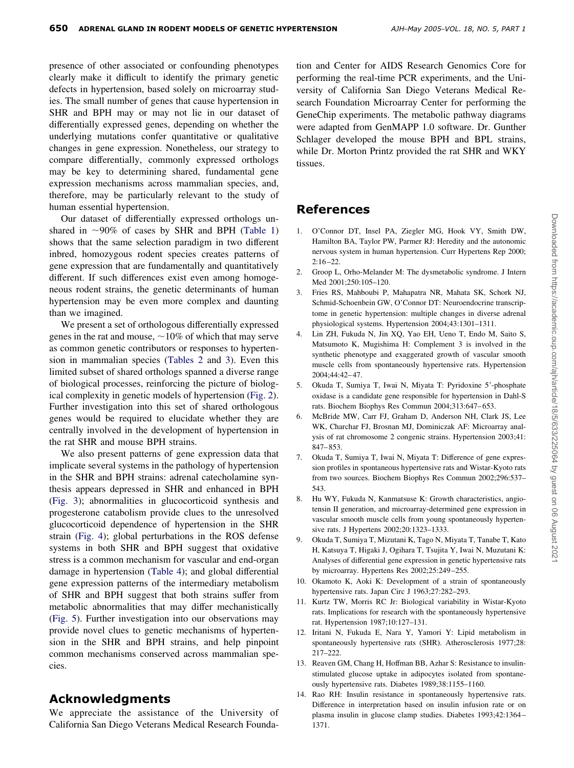presence of other associated or confounding phenotypes clearly make it difficult to identify the primary genetic defects in hypertension, based solely on microarray studies. The small number of genes that cause hypertension in SHR and BPH may or may not lie in our dataset of differentially expressed genes, depending on whether the underlying mutations confer quantitative or qualitative changes in gene expression. Nonetheless, our strategy to compare differentially, commonly expressed orthologs may be key to determining shared, fundamental gene expression mechanisms across mammalian species, and, therefore, may be particularly relevant to the study of human essential hypertension.

Our dataset of differentially expressed orthologs unshared in ~90% of cases by SHR and BPH (Table 1) shows that the same selection paradigm in two different inbred, homozygous rodent species creates patterns of gene expression that are fundamentally and quantitatively different. If such differences exist even among homogeneous rodent strains, the genetic determinants of human hypertension may be even more complex and daunting than we imagined.

We present a set of orthologous differentially expressed genes in the rat and mouse, ~10% of which that may serve as common genetic contributors or responses to hypertension in mammalian species (Tables 2 and 3). Even this limited subset of shared orthologs spanned a diverse range of biological processes, reinforcing the picture of biological complexity in genetic models of hypertension (Fig. 2). Further investigation into this set of shared orthologous genes would be required to elucidate whether they are centrally involved in the development of hypertension in the rat SHR and mouse BPH strains.

We also present patterns of gene expression data that implicate several systems in the pathology of hypertension in the SHR and BPH strains: adrenal catecholamine synthesis appears depressed in SHR and enhanced in BPH (Fig. 3); abnormalities in glucocorticoid synthesis and progesterone catabolism provide clues to the unresolved glucocorticoid dependence of hypertension in the SHR strain (Fig. 4); global perturbations in the ROS defense systems in both SHR and BPH suggest that oxidative stress is a common mechanism for vascular and end-organ damage in hypertension (Table 4); and global differential gene expression patterns of the intermediary metabolism of SHR and BPH suggest that both strains suffer from metabolic abnormalities that may differ mechanistically (Fig. 5). Further investigation into our observations may provide novel clues to genetic mechanisms of hypertension in the SHR and BPH strains, and help pinpoint common mechanisms conserved across mammalian species.

## Acknowledgments

We appreciate the assistance of the University of California San Diego Veterans Medical Research Foundation and Center for AIDS Research Genomics Core for performing the real-time PCR experiments, and the University of California San Diego Veterans Medical Research Foundation Microarray Center for performing the GeneChip experiments. The metabolic pathway diagrams were adapted from GenMAPP 1.0 software. Dr. Gunther Schlager developed the mouse BPH and BPL strains, while Dr. Morton Printz provided the rat SHR and WKY tissues.

## References

1. O'Connor DT, Insel PA, Ziegler MG, Hook VY, Smith DW, Hamilton BA, Taylor PW, Parmer RJ: Heredity and the autonomic nervous system in human hypertension. Curr Hypertens Rep 2000; 2:16–22.
2. Groop L, Orho-Melander M: The dysmetabolic syndrome. J Intern Med 2001;250:105–120.
3. Fries RS, Mahboubi P, Mahapatra NR, Mahata SK, Schork NJ, Schmid-Schoenbein GW, O'Connor DT: Neuroendocrine transcriptome in genetic hypertension: multiple changes in diverse adrenal physiological systems. Hypertension 2004;43:1301–1311.
4. Lin ZH, Fukuda N, Jin XQ, Yao EH, Ueno T, Endo M, Saito S, Matsumoto K, Mugishima H: Complement 3 is involved in the synthetic phenotype and exaggerated growth of vascular smooth muscle cells from spontaneously hypertensive rats. Hypertension 2004;44:42–47.
5. Okuda T, Sumiya T, Iwai N, Miyata T: Pyridoxine 5′-phosphate oxidase is a candidate gene responsible for hypertension in Dahl-S rats. Biochem Biophys Res Commun 2004;313:647–653.
6. McBride MW, Carr FJ, Graham D, Anderson NH, Clark JS, Lee WK, Charchar FJ, Brosnan MJ, Dominiczak AF: Microarray analysis of rat chromosome 2 congenic strains. Hypertension 2003;41: 847–853.
7. Okuda T, Sumiya T, Iwai N, Miyata T: Difference of gene expression profiles in spontaneous hypertensive rats and Wistar-Kyoto rats from two sources. Biochem Biophys Res Commun 2002;296:537–543.
8. Hu WY, Fukuda N, Kanmatsuse K: Growth characteristics, angiotensin II generation, and microarray-determined gene expression in vascular smooth muscle cells from young spontaneously hypertensive rats. J Hypertens 2002;20:1323–1333.
9. Okuda T, Sumiya T, Mizutani K, Tago N, Miyata T, Tanabe T, Kato H, Katsuya T, Higaki J, Ogihara T, Tsujita Y, Iwai N, Muzutani K: Analyses of differential gene expression in genetic hypertensive rats by microarray. Hypertens Res 2002;25:249–255.
10. Okamoto K, Aoki K: Development of a strain of spontaneously hypertensive rats. Japan Circ J 1963;27:282–293.
11. Kurtz TW, Morris RC Jr: Biological variability in Wistar-Kyoto rats. Implications for research with the spontaneously hypertensive rat. Hypertension 1987;10:127–131.
12. Iritani N, Fukuda E, Nara Y, Yamori Y: Lipid metabolism in spontaneously hypertensive rats (SHR). Atherosclerosis 1977;28: 217–222.
13. Reaven GM, Chang H, Hoffman BB, Azhar S: Resistance to insulin-stimulated glucose uptake in adipocytes isolated from spontaneously hypertensive rats. Diabetes 1989;38:1155–1160.
14. Rao RH: Insulin resistance in spontaneously hypertensive rats. Difference in interpretation based on insulin infusion rate or on plasma insulin in glucose clamp studies. Diabetes 1993;42:1364–1371.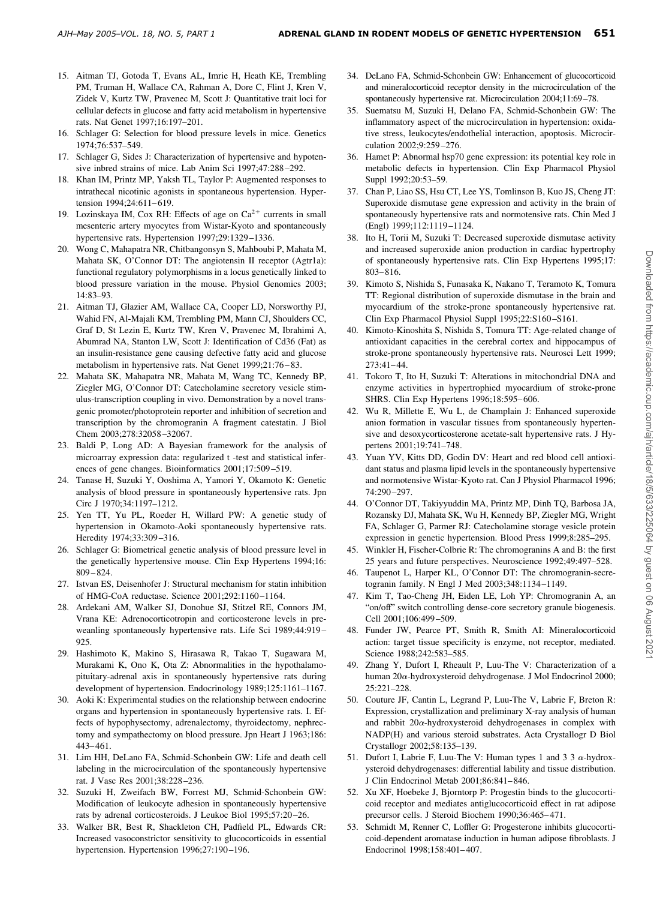15. Aitman TJ, Gotoda T, Evans AL, Imrie H, Heath KE, Trembling PM, Truman H, Wallace CA, Rahman A, Dore C, Flint J, Kren V, Zidek V, Kurtz TW, Pravenec M, Scott J: Quantitative trait loci for cellular defects in glucose and fatty acid metabolism in hypertensive rats. Nat Genet 1997;16:197–201.
16. Schlager G: Selection for blood pressure levels in mice. Genetics 1974;76:537–549.
17. Schlager G, Sides J: Characterization of hypertensive and hypotensive inbred strains of mice. Lab Anim Sci 1997;47:288–292.
18. Khan IM, Printz MP, Yaksh TL, Taylor P: Augmented responses to intrathecal nicotinic agonists in spontaneous hypertension. Hypertension 1994;24:611–619.
19. Lozinskaya IM, Cox RH: Effects of age on $Ca^{2+}$ currents in small mesenteric artery myocytes from Wistar-Kyoto and spontaneously hypertensive rats. Hypertension 1997;29:1329–1336.
20. Wong C, Mahapatra NR, Chitbangonsyn S, Mahboubi P, Mahata M, Mahata SK, O'Connor DT: The angiotensin II receptor (Agtr1a): functional regulatory polymorphisms in a locus genetically linked to blood pressure variation in the mouse. Physiol Genomics 2003; 14:83–93.
21. Aitman TJ, Glazier AM, Wallace CA, Cooper LD, Norsworthy PJ, Wahid FN, Al-Majali KM, Trembling PM, Mann CJ, Shoulders CC, Graf D, St Lezin E, Kurtz TW, Kren V, Pravenec M, Ibrahimi A, Abumrad NA, Stanton LW, Scott J: Identification of Cd36 (Fat) as an insulin-resistance gene causing defective fatty acid and glucose metabolism in hypertensive rats. Nat Genet 1999;21:76–83.
22. Mahata SK, Mahapatra NR, Mahata M, Wang TC, Kennedy BP, Ziegler MG, O'Connor DT: Catecholamine secretory vesicle stimulus-transcription coupling in vivo. Demonstration by a novel transgenic promoter/photoprotein reporter and inhibition of secretion and transcription by the chromogranin A fragment catestatin. J Biol Chem 2003;278:32058–32067.
23. Baldi P, Long AD: A Bayesian framework for the analysis of microarray expression data: regularized t -test and statistical inferences of gene changes. Bioinformatics 2001;17:509–519.
24. Tanase H, Suzuki Y, Ooshima A, Yamori Y, Okamoto K: Genetic analysis of blood pressure in spontaneously hypertensive rats. Jpn Circ J 1970;34:1197–1212.
25. Yen TT, Yu PL, Roeder H, Willard PW: A genetic study of hypertension in Okamoto-Aoki spontaneously hypertensive rats. Heredity 1974;33:309–316.
26. Schlager G: Biometrical genetic analysis of blood pressure level in the genetically hypertensive mouse. Clin Exp Hypertens 1994;16: 809–824.
27. Istvan ES, Deisenhofer J: Structural mechanism for statin inhibition of HMG-CoA reductase. Science 2001;292:1160–1164.
28. Ardekani AM, Walker SJ, Donohue SJ, Stitzel RE, Connors JM, Vrana KE: Adrenocorticotropin and corticosterone levels in preweanling spontaneously hypertensive rats. Life Sci 1989;44:919–925.
29. Hashimoto K, Makino S, Hirasawa R, Takao T, Sugawara M, Murakami K, Ono K, Ota Z: Abnormalities in the hypothalamo-pituitary-adrenal axis in spontaneously hypertensive rats during development of hypertension. Endocrinology 1989;125:1161–1167.
30. Aoki K: Experimental studies on the relationship between endocrine organs and hypertension in spontaneously hypertensive rats. I. Effects of hypophysectomy, adrenalectomy, thyroidectomy, nephrectomy and sympathectomy on blood pressure. Jpn Heart J 1963;186: 443–461.
31. Lim HH, DeLano FA, Schmid-Schonbein GW: Life and death cell labeling in the microcirculation of the spontaneously hypertensive rat. J Vasc Res 2001;38:228–236.
32. Suzuki H, Zweifach BW, Forrest MJ, Schmid-Schonbein GW: Modification of leukocyte adhesion in spontaneously hypertensive rats by adrenal corticosteroids. J Leukoc Biol 1995;57:20–26.
33. Walker BR, Best R, Shackleton CH, Padfield PL, Edwards CR: Increased vasoconstrictor sensitivity to glucocorticoids in essential hypertension. Hypertension 1996;27:190–196.
34. DeLano FA, Schmid-Schonbein GW: Enhancement of glucocorticoid and mineralocorticoid receptor density in the microcirculation of the spontaneously hypertensive rat. Microcirculation 2004;11:69–78.
35. Suematsu M, Suzuki H, Delano FA, Schmid-Schonbein GW: The inflammatory aspect of the microcirculation in hypertension: oxidative stress, leukocytes/endothelial interaction, apoptosis. Microcirculation 2002;9:259–276.
36. Hamet P: Abnormal hsp70 gene expression: its potential key role in metabolic defects in hypertension. Clin Exp Pharmacol Physiol Suppl 1992;20:53–59.
37. Chan P, Liao SS, Hsu CT, Lee YS, Tomlinson B, Kuo JS, Cheng JT: Superoxide dismutase gene expression and activity in the brain of spontaneously hypertensive rats and normotensive rats. Chin Med J (Engl) 1999;112:1119–1124.
38. Ito H, Torii M, Suzuki T: Decreased superoxide dismutase activity and increased superoxide anion production in cardiac hypertrophy of spontaneously hypertensive rats. Clin Exp Hypertens 1995;17: 803–816.
39. Kimoto S, Nishida S, Funasaka K, Nakano T, Teramoto K, Tomura TT: Regional distribution of superoxide dismutase in the brain and myocardium of the stroke-prone spontaneously hypertensive rat. Clin Exp Pharmacol Physiol Suppl 1995;22:S160–S161.
40. Kimoto-Kinoshita S, Nishida S, Tomura TT: Age-related change of antioxidant capacities in the cerebral cortex and hippocampus of stroke-prone spontaneously hypertensive rats. Neurosci Lett 1999; 273:41–44.
41. Tokoro T, Ito H, Suzuki T: Alterations in mitochondrial DNA and enzyme activities in hypertrophied myocardium of stroke-prone SHRS. Clin Exp Hypertens 1996;18:595–606.
42. Wu R, Millette E, Wu L, de Champlain J: Enhanced superoxide anion formation in vascular tissues from spontaneously hypertensive and desoxycorticosterone acetate-salt hypertensive rats. J Hypertens 2001;19:741–748.
43. Yuan YV, Kitts DD, Godin DV: Heart and red blood cell antioxidant status and plasma lipid levels in the spontaneously hypertensive and normotensive Wistar-Kyoto rat. Can J Physiol Pharmacol 1996; 74:290–297.
44. O'Connor DT, Takiyyuddin MA, Printz MP, Dinh TQ, Barbosa JA, Rozansky DJ, Mahata SK, Wu H, Kennedy BP, Ziegler MG, Wright FA, Schlager G, Parmer RJ: Catecholamine storage vesicle protein expression in genetic hypertension. Blood Press 1999;8:285–295.
45. Winkler H, Fischer-Colbrie R: The chromogranins A and B: the first 25 years and future perspectives. Neuroscience 1992;49:497–528.
46. Taupenot L, Harper KL, O'Connor DT: The chromogranin-secretogranin family. N Engl J Med 2003;348:1134–1149.
47. Kim T, Tao-Cheng JH, Eiden LE, Loh YP: Chromogranin A, an "on/off" switch controlling dense-core secretory granule biogenesis. Cell 2001;106:499–509.
48. Funder JW, Pearce PT, Smith R, Smith AI: Mineralocorticoid action: target tissue specificity is enzyme, not receptor, mediated. Science 1988;242:583–585.
49. Zhang Y, Dufort I, Rheault P, Luu-The V: Characterization of a human 20α-hydroxysteroid dehydrogenase. J Mol Endocrinol 2000; 25:221–228.
50. Couture JF, Cantin L, Legrand P, Luu-The V, Labrie F, Breton R: Expression, crystallization and preliminary X-ray analysis of human and rabbit 20α-hydroxysteroid dehydrogenases in complex with NADP(H) and various steroid substrates. Acta Crystallogr D Biol Crystallogr 2002;58:135–139.
51. Dufort I, Labrie F, Luu-The V: Human types 1 and 3 3 α-hydroxysteroid dehydrogenases: differential lability and tissue distribution. J Clin Endocrinol Metab 2001;86:841–846.
52. Xu XF, Hoebeke J, Bjorntorp P: Progestin binds to the glucocorticoid receptor and mediates antiglucocorticoid effect in rat adipose precursor cells. J Steroid Biochem 1990;36:465–471.
53. Schmidt M, Renner C, Loffler G: Progesterone inhibits glucocorticoid-dependent aromatase induction in human adipose fibroblasts. J Endocrinol 1998;158:401–407.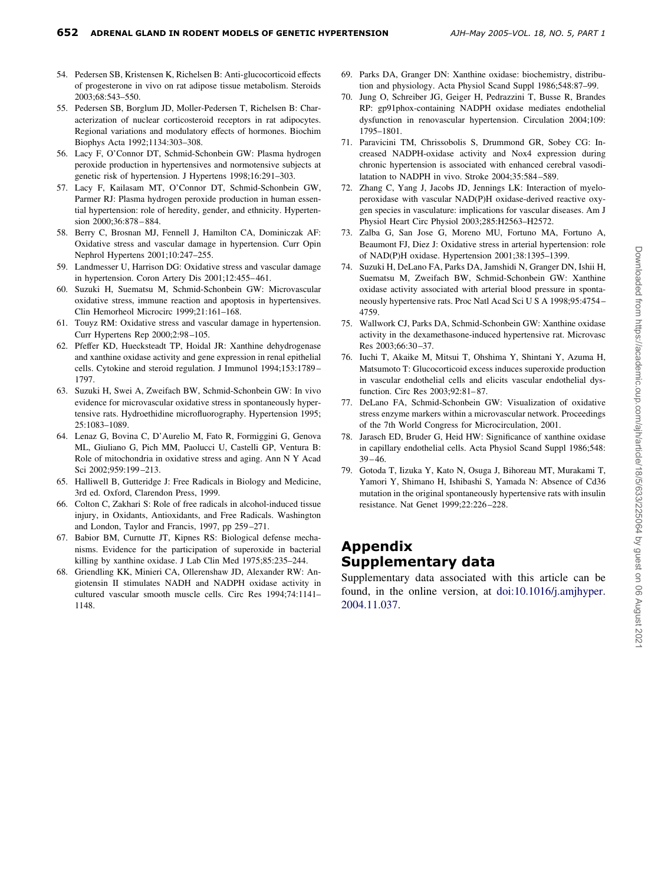54. Pedersen SB, Kristensen K, Richelsen B: Anti-glucocorticoid effects of progesterone in vivo on rat adipose tissue metabolism. Steroids 2003;68:543–550.
55. Pedersen SB, Borglum JD, Moller-Pedersen T, Richelsen B: Characterization of nuclear corticosteroid receptors in rat adipocytes. Regional variations and modulatory effects of hormones. Biochim Biophys Acta 1992;1134:303–308.
56. Lacy F, O'Connor DT, Schmid-Schonbein GW: Plasma hydrogen peroxide production in hypertensives and normotensive subjects at genetic risk of hypertension. J Hypertens 1998;16:291–303.
57. Lacy F, Kailasam MT, O'Connor DT, Schmid-Schonbein GW, Parmer RJ: Plasma hydrogen peroxide production in human essential hypertension: role of heredity, gender, and ethnicity. Hypertension 2000;36:878–884.
58. Berry C, Brosnan MJ, Fennell J, Hamilton CA, Dominiczak AF: Oxidative stress and vascular damage in hypertension. Curr Opin Nephrol Hypertens 2001;10:247–255.
59. Landmesser U, Harrison DG: Oxidative stress and vascular damage in hypertension. Coron Artery Dis 2001;12:455–461.
60. Suzuki H, Suematsu M, Schmid-Schonbein GW: Microvascular oxidative stress, immune reaction and apoptosis in hypertensives. Clin Hemorheol Microcirc 1999;21:161–168.
61. Touyz RM: Oxidative stress and vascular damage in hypertension. Curr Hypertens Rep 2000;2:98–105.
62. Pfeffer KD, Huecksteadt TP, Hoidal JR: Xanthine dehydrogenase and xanthine oxidase activity and gene expression in renal epithelial cells. Cytokine and steroid regulation. J Immunol 1994;153:1789–1797.
63. Suzuki H, Swei A, Zweifach BW, Schmid-Schonbein GW: In vivo evidence for microvascular oxidative stress in spontaneously hypertensive rats. Hydroethidine microfluorography. Hypertension 1995;25:1083–1089.
64. Lenaz G, Bovina C, D'Aurelio M, Fato R, Formiggini G, Genova ML, Giuliano G, Pich MM, Paolucci U, Castelli GP, Ventura B: Role of mitochondria in oxidative stress and aging. Ann N Y Acad Sci 2002;959:199–213.
65. Halliwell B, Gutteridge J: Free Radicals in Biology and Medicine, 3rd ed. Oxford, Clarendon Press, 1999.
66. Colton C, Zakhari S: Role of free radicals in alcohol-induced tissue injury, in Oxidants, Antioxidants, and Free Radicals. Washington and London, Taylor and Francis, 1997, pp 259–271.
67. Babior BM, Curnutte JT, Kipnes RS: Biological defense mechanisms. Evidence for the participation of superoxide in bacterial killing by xanthine oxidase. J Lab Clin Med 1975;85:235–244.
68. Griendling KK, Minieri CA, Ollerenshaw JD, Alexander RW: Angiotensin II stimulates NADH and NADPH oxidase activity in cultured vascular smooth muscle cells. Circ Res 1994;74:1141–1148.
69. Parks DA, Granger DN: Xanthine oxidase: biochemistry, distribution and physiology. Acta Physiol Scand Suppl 1986;548:87–99.
70. Jung O, Schreiber JG, Geiger H, Pedrazzini T, Busse R, Brandes RP: gp91phox-containing NADPH oxidase mediates endothelial dysfunction in renovascular hypertension. Circulation 2004;109:1795–1801.
71. Paravicini TM, Chrissobolis S, Drummond GR, Sobey CG: Increased NADPH-oxidase activity and Nox4 expression during chronic hypertension is associated with enhanced cerebral vasodilatation to NADPH in vivo. Stroke 2004;35:584–589.
72. Zhang C, Yang J, Jacobs JD, Jennings LK: Interaction of myeloperoxidase with vascular NAD(P)H oxidase-derived reactive oxygen species in vasculature: implications for vascular diseases. Am J Physiol Heart Circ Physiol 2003;285:H2563–H2572.
73. Zalba G, San Jose G, Moreno MU, Fortuno MA, Fortuno A, Beaumont FJ, Diez J: Oxidative stress in arterial hypertension: role of NAD(P)H oxidase. Hypertension 2001;38:1395–1399.
74. Suzuki H, DeLano FA, Parks DA, Jamshidi N, Granger DN, Ishii H, Suematsu M, Zweifach BW, Schmid-Schonbein GW: Xanthine oxidase activity associated with arterial blood pressure in spontaneously hypertensive rats. Proc Natl Acad Sci U S A 1998;95:4754–4759.
75. Wallwork CJ, Parks DA, Schmid-Schonbein GW: Xanthine oxidase activity in the dexamethasone-induced hypertensive rat. Microvasc Res 2003;66:30–37.
76. Iuchi T, Akaike M, Mitsui T, Ohshima Y, Shintani Y, Azuma H, Matsumoto T: Glucocorticoid excess induces superoxide production in vascular endothelial cells and elicits vascular endothelial dysfunction. Circ Res 2003;92:81–87.
77. DeLano FA, Schmid-Schonbein GW: Visualization of oxidative stress enzyme markers within a microvascular network. Proceedings of the 7th World Congress for Microcirculation, 2001.
78. Jarasch ED, Bruder G, Heid HW: Significance of xanthine oxidase in capillary endothelial cells. Acta Physiol Scand Suppl 1986;548:39–46.
79. Gotoda T, Iizuka Y, Kato N, Osuga J, Bihoreau MT, Murakami T, Yamori Y, Shimano H, Ishibashi S, Yamada N: Absence of Cd36 mutation in the original spontaneously hypertensive rats with insulin resistance. Nat Genet 1999;22:226–228.

# Appendix
## Supplementary data

Supplementary data associated with this article can be found, in the online version, at doi:10.1016/j.amjhyper.2004.11.037.